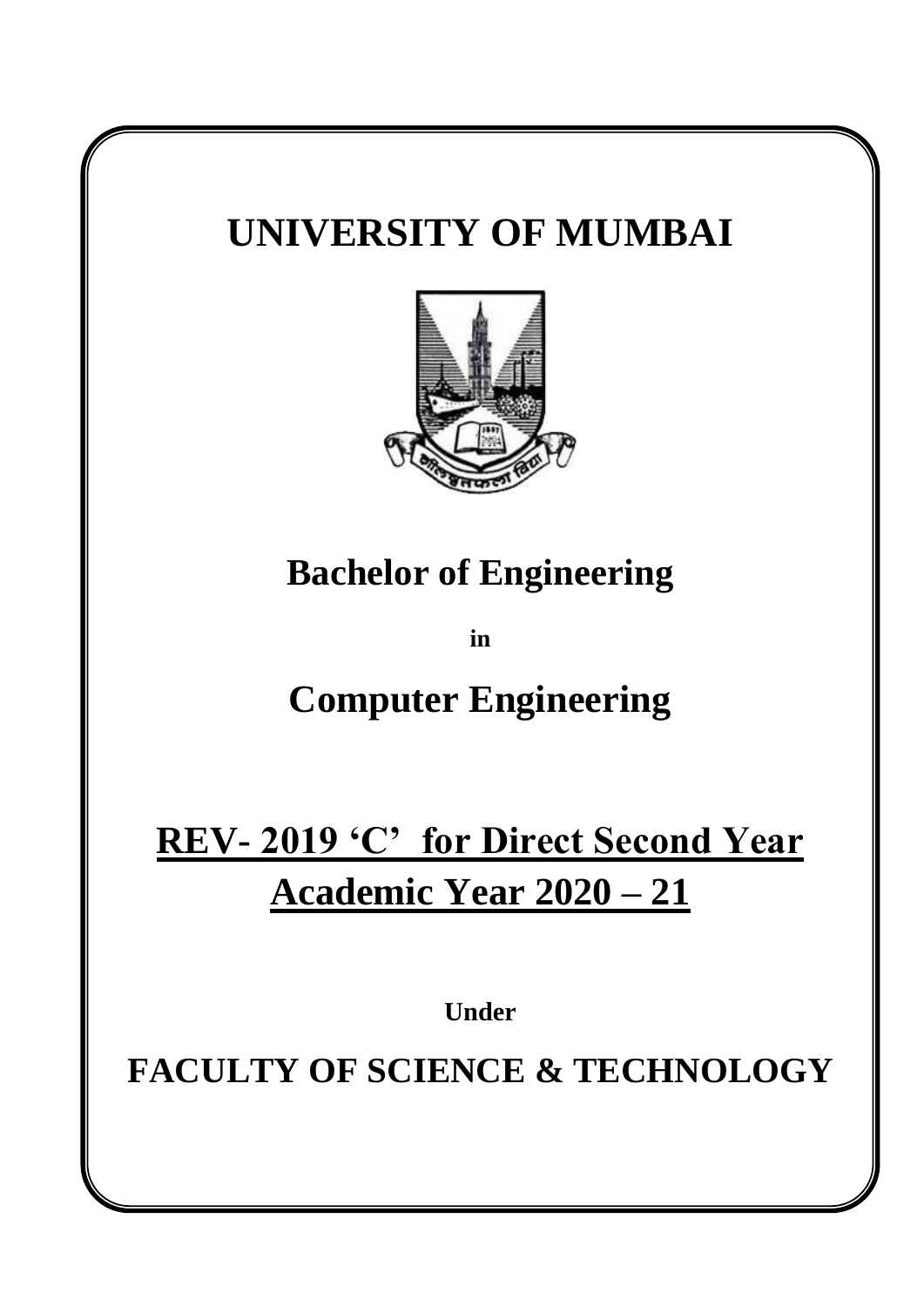# UNIVERSITY OF MUMBAI

## Bachelor of Engineering

**in**

## Computer Engineering

## <u>REV- 2019 'C' for Direct Second Year</u>
## <u>Academic Year 2020 – 21</u>

**Under**

## FACULTY OF SCIENCE & TECHNOLOGY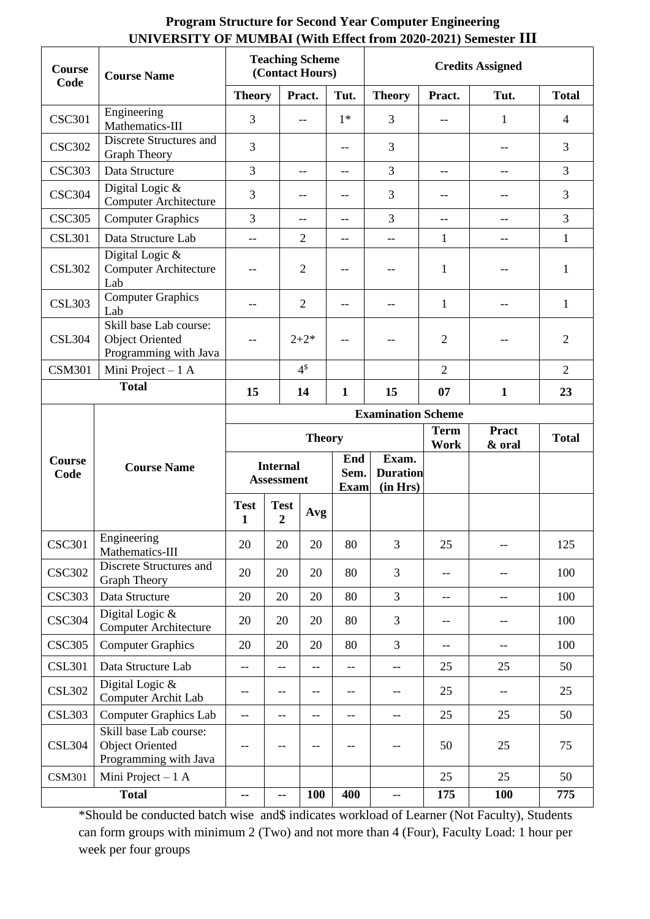# Program Structure for Second Year Computer Engineering UNIVERSITY OF MUMBAI (With Effect from 2020-2021) Semester III

| Course Code | Course Name | Teaching Scheme (Contact Hours) | | | Credits Assigned | | | |
|---|---|---|---|---|---|---|---|---|
| | | Theory | Pract. | Tut. | Theory | Pract. | Tut. | Total |
| CSC301 | Engineering Mathematics-III | 3 | -- | 1* | 3 | -- | 1 | 4 |
| CSC302 | Discrete Structures and Graph Theory | 3 | | -- | 3 | | -- | 3 |
| CSC303 | Data Structure | 3 | -- | -- | 3 | -- | -- | 3 |
| CSC304 | Digital Logic & Computer Architecture | 3 | -- | -- | 3 | -- | -- | 3 |
| CSC305 | Computer Graphics | 3 | -- | -- | 3 | -- | -- | 3 |
| CSL301 | Data Structure Lab | -- | 2 | -- | -- | 1 | -- | 1 |
| CSL302 | Digital Logic & Computer Architecture Lab | -- | 2 | -- | -- | 1 | -- | 1 |
| CSL303 | Computer Graphics Lab | -- | 2 | -- | -- | 1 | -- | 1 |
| CSL304 | Skill base Lab course: Object Oriented Programming with Java | -- | 2+2* | -- | -- | 2 | -- | 2 |
| CSM301 | Mini Project – 1 A | | 4$ | | | 2 | | 2 |
| **Total** | | **15** | **14** | **1** | **15** | **07** | **1** | **23** |

| Course Code | Course Name | Examination Scheme | | | | | | | |
|---|---|---|---|---|---|---|---|---|---|
| | | Theory | | | | | Term Work | Pract & oral | Total |
| | | Internal Assessment | | | End Sem. Exam | Exam. Duration (in Hrs) | | | |
| | | Test 1 | Test 2 | Avg | | | | | |
| CSC301 | Engineering Mathematics-III | 20 | 20 | 20 | 80 | 3 | 25 | -- | 125 |
| CSC302 | Discrete Structures and Graph Theory | 20 | 20 | 20 | 80 | 3 | -- | -- | 100 |
| CSC303 | Data Structure | 20 | 20 | 20 | 80 | 3 | -- | -- | 100 |
| CSC304 | Digital Logic & Computer Architecture | 20 | 20 | 20 | 80 | 3 | -- | -- | 100 |
| CSC305 | Computer Graphics | 20 | 20 | 20 | 80 | 3 | -- | -- | 100 |
| CSL301 | Data Structure Lab | -- | -- | -- | -- | -- | 25 | 25 | 50 |
| CSL302 | Digital Logic & Computer Archit Lab | -- | -- | -- | -- | -- | 25 | -- | 25 |
| CSL303 | Computer Graphics Lab | -- | -- | -- | -- | -- | 25 | 25 | 50 |
| CSL304 | Skill base Lab course: Object Oriented Programming with Java | -- | -- | -- | -- | -- | 50 | 25 | 75 |
| CSM301 | Mini Project – 1 A | | | | | | 25 | 25 | 50 |
| **Total** | | **--** | **--** | **100** | **400** | **--** | **175** | **100** | **775** |

*Should be conducted batch wise and$ indicates workload of Learner (Not Faculty), Students can form groups with minimum 2 (Two) and not more than 4 (Four), Faculty Load: 1 hour per week per four groups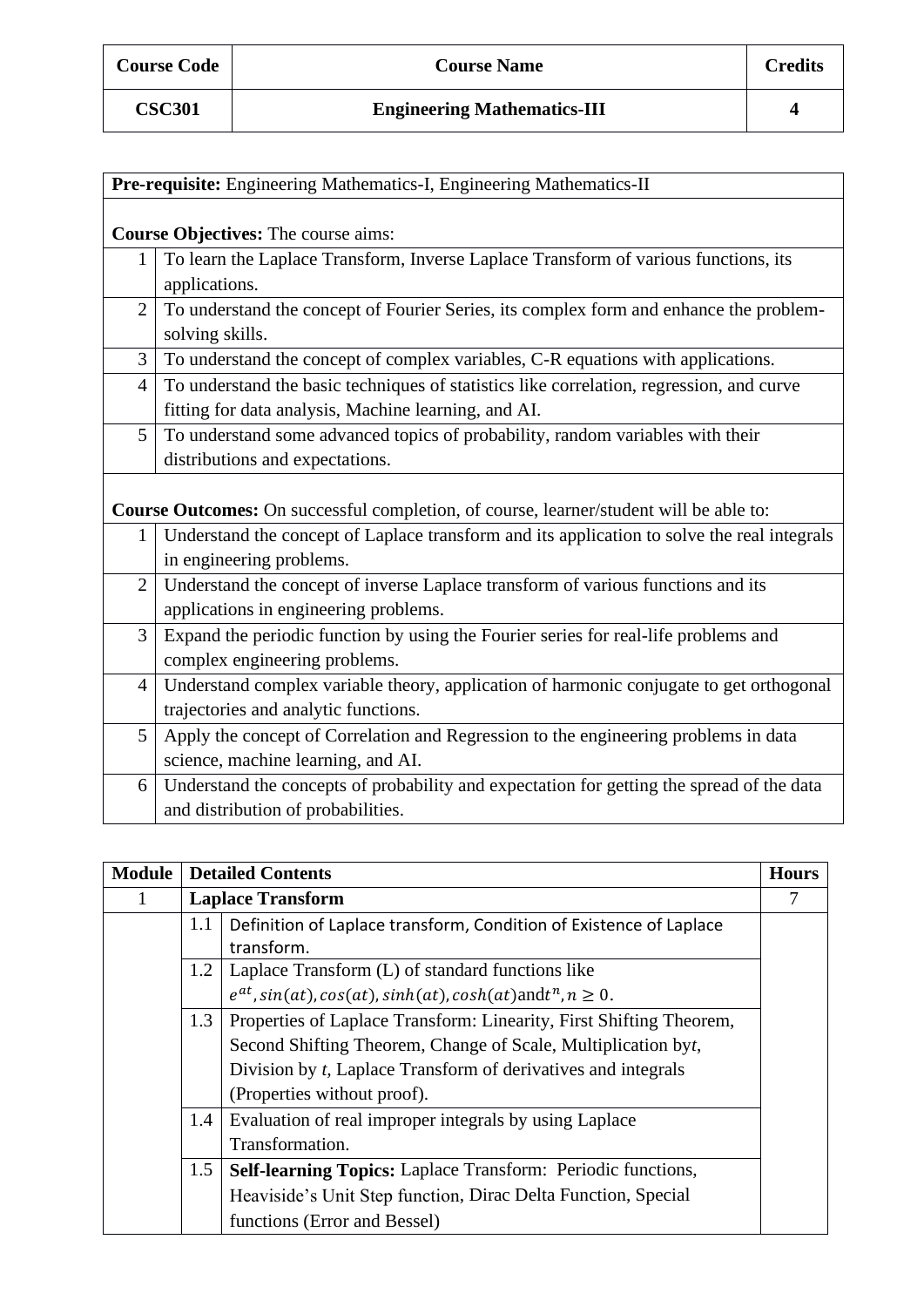| Course Code | Course Name | Credits |
|---|---|---|
| CSC301 | Engineering Mathematics-III | 4 |

**Pre-requisite:** Engineering Mathematics-I, Engineering Mathematics-II

**Course Objectives:** The course aims:

| | |
|---|---|
| 1 | To learn the Laplace Transform, Inverse Laplace Transform of various functions, its applications. |
| 2 | To understand the concept of Fourier Series, its complex form and enhance the problem-solving skills. |
| 3 | To understand the concept of complex variables, C-R equations with applications. |
| 4 | To understand the basic techniques of statistics like correlation, regression, and curve fitting for data analysis, Machine learning, and AI. |
| 5 | To understand some advanced topics of probability, random variables with their distributions and expectations. |

**Course Outcomes:** On successful completion, of course, learner/student will be able to:

| | |
|---|---|
| 1 | Understand the concept of Laplace transform and its application to solve the real integrals in engineering problems. |
| 2 | Understand the concept of inverse Laplace transform of various functions and its applications in engineering problems. |
| 3 | Expand the periodic function by using the Fourier series for real-life problems and complex engineering problems. |
| 4 | Understand complex variable theory, application of harmonic conjugate to get orthogonal trajectories and analytic functions. |
| 5 | Apply the concept of Correlation and Regression to the engineering problems in data science, machine learning, and AI. |
| 6 | Understand the concepts of probability and expectation for getting the spread of the data and distribution of probabilities. |

| Module | | Detailed Contents | Hours |
|---|---|---|---|
| 1 | | **Laplace Transform** | 7 |
| | 1.1 | Definition of Laplace transform, Condition of Existence of Laplace transform. | |
| | 1.2 | Laplace Transform (L) of standard functions like $e^{at}, sin(at), cos(at), sinh(at), cosh(at)$ and $t^n, n \geq 0$. | |
| | 1.3 | Properties of Laplace Transform: Linearity, First Shifting Theorem, Second Shifting Theorem, Change of Scale, Multiplication by $t$, Division by $t$, Laplace Transform of derivatives and integrals (Properties without proof). | |
| | 1.4 | Evaluation of real improper integrals by using Laplace Transformation. | |
| | 1.5 | **Self-learning Topics:** Laplace Transform: Periodic functions, Heaviside's Unit Step function, Dirac Delta Function, Special functions (Error and Bessel) | |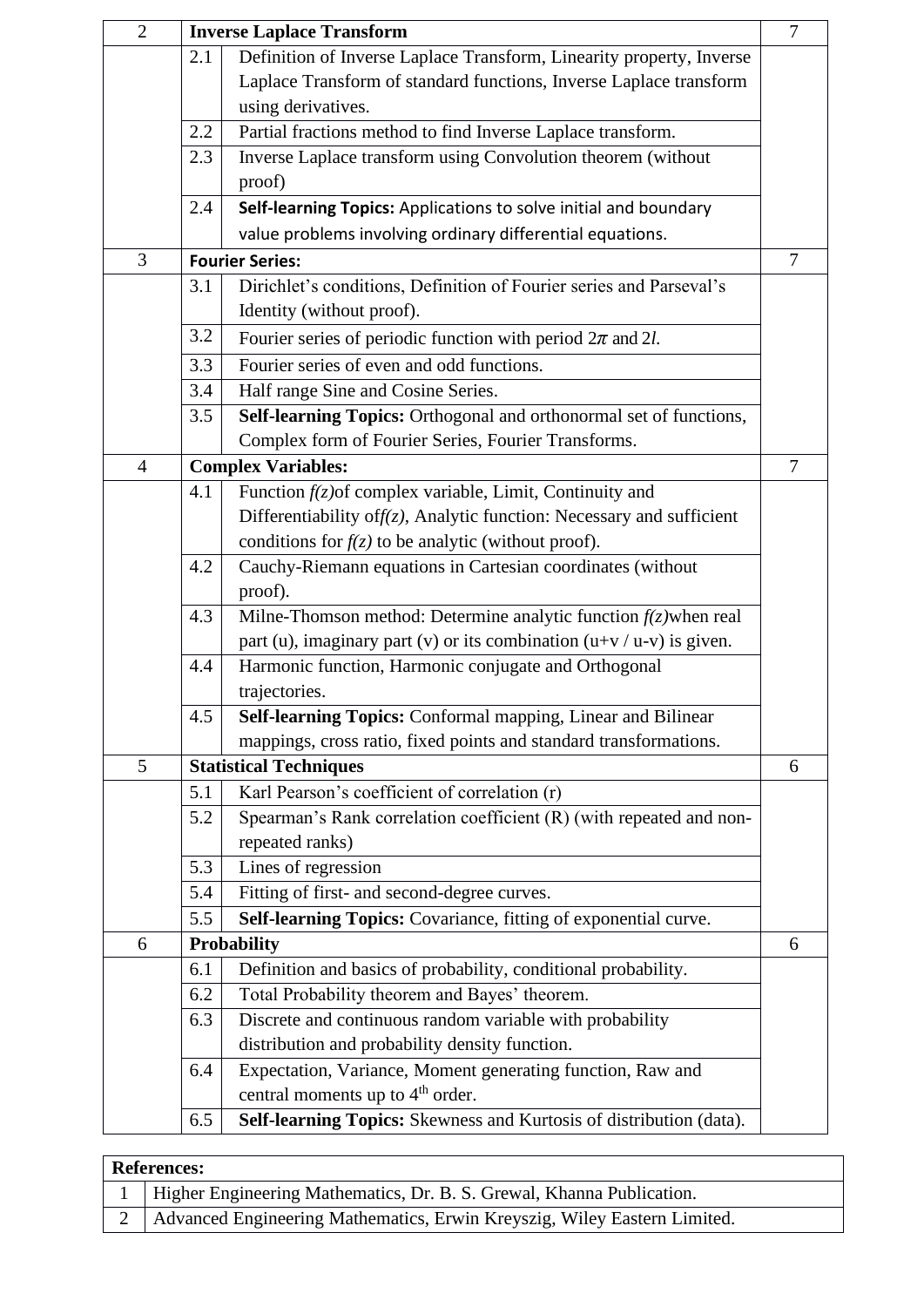| | | | |
|---|---|---|---|
| 2 | **Inverse Laplace Transform** | | 7 |
| | 2.1 | Definition of Inverse Laplace Transform, Linearity property, Inverse Laplace Transform of standard functions, Inverse Laplace transform using derivatives. | |
| | 2.2 | Partial fractions method to find Inverse Laplace transform. | |
| | 2.3 | Inverse Laplace transform using Convolution theorem (without proof) | |
| | 2.4 | **Self-learning Topics:** Applications to solve initial and boundary value problems involving ordinary differential equations. | |
| 3 | **Fourier Series:** | | 7 |
| | 3.1 | Dirichlet's conditions, Definition of Fourier series and Parseval's Identity (without proof). | |
| | 3.2 | Fourier series of periodic function with period $2\pi$ and $2l$. | |
| | 3.3 | Fourier series of even and odd functions. | |
| | 3.4 | Half range Sine and Cosine Series. | |
| | 3.5 | **Self-learning Topics:** Orthogonal and orthonormal set of functions, Complex form of Fourier Series, Fourier Transforms. | |
| 4 | **Complex Variables:** | | 7 |
| | 4.1 | Function $f(z)$of complex variable, Limit, Continuity and Differentiability of$f(z)$, Analytic function: Necessary and sufficient conditions for $f(z)$ to be analytic (without proof). | |
| | 4.2 | Cauchy-Riemann equations in Cartesian coordinates (without proof). | |
| | 4.3 | Milne-Thomson method: Determine analytic function $f(z)$when real part (u), imaginary part (v) or its combination (u+v / u-v) is given. | |
| | 4.4 | Harmonic function, Harmonic conjugate and Orthogonal trajectories. | |
| | 4.5 | **Self-learning Topics:** Conformal mapping, Linear and Bilinear mappings, cross ratio, fixed points and standard transformations. | |
| 5 | **Statistical Techniques** | | 6 |
| | 5.1 | Karl Pearson's coefficient of correlation (r) | |
| | 5.2 | Spearman's Rank correlation coefficient (R) (with repeated and non-repeated ranks) | |
| | 5.3 | Lines of regression | |
| | 5.4 | Fitting of first- and second-degree curves. | |
| | 5.5 | **Self-learning Topics:** Covariance, fitting of exponential curve. | |
| 6 | **Probability** | | 6 |
| | 6.1 | Definition and basics of probability, conditional probability. | |
| | 6.2 | Total Probability theorem and Bayes' theorem. | |
| | 6.3 | Discrete and continuous random variable with probability distribution and probability density function. | |
| | 6.4 | Expectation, Variance, Moment generating function, Raw and central moments up to $4^{th}$ order. | |
| | 6.5 | **Self-learning Topics:** Skewness and Kurtosis of distribution (data). | |

| **References:** | |
|---|---|
| 1 | Higher Engineering Mathematics, Dr. B. S. Grewal, Khanna Publication. |
| 2 | Advanced Engineering Mathematics, Erwin Kreyszig, Wiley Eastern Limited. |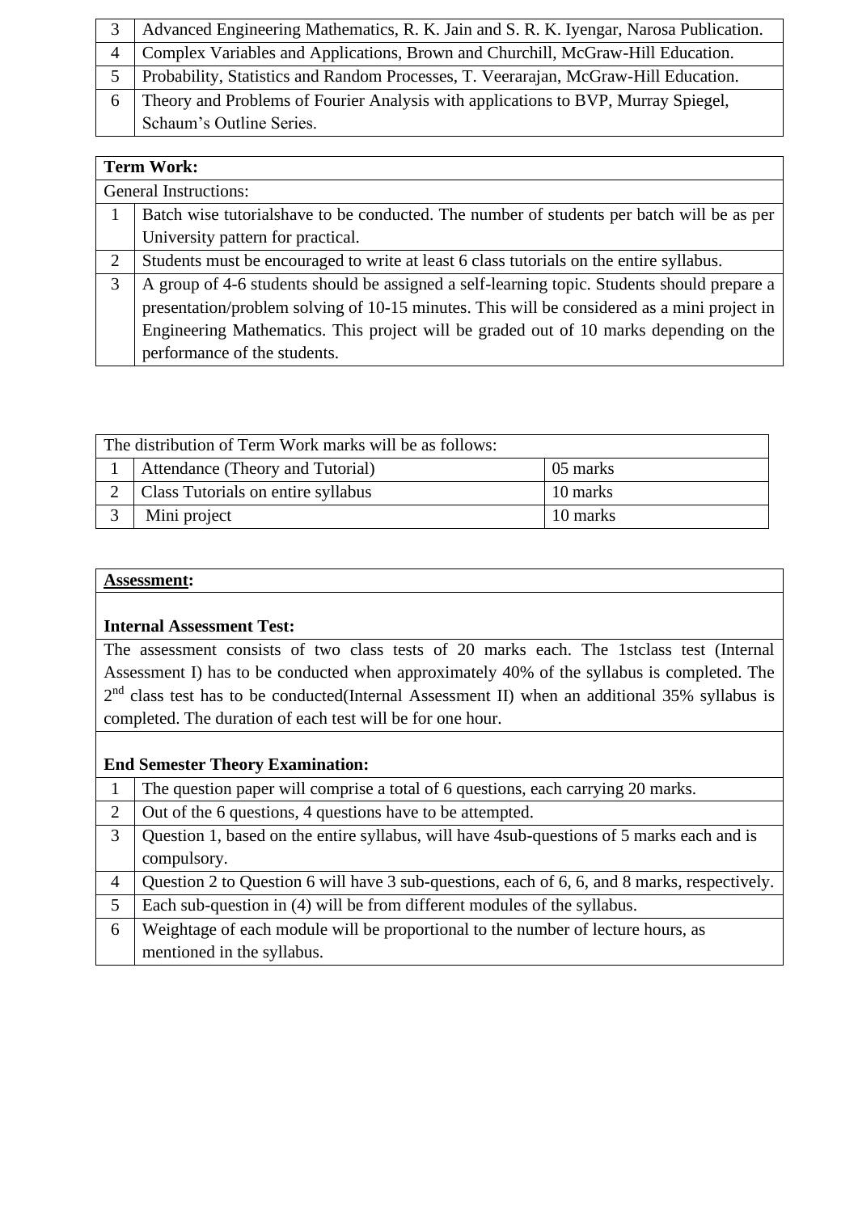| | |
|---|---|
| 3 | Advanced Engineering Mathematics, R. K. Jain and S. R. K. Iyengar, Narosa Publication. |
| 4 | Complex Variables and Applications, Brown and Churchill, McGraw-Hill Education. |
| 5 | Probability, Statistics and Random Processes, T. Veerarajan, McGraw-Hill Education. |
| 6 | Theory and Problems of Fourier Analysis with applications to BVP, Murray Spiegel, Schaum's Outline Series. |

| **Term Work:** | |
|---|---|
| General Instructions: | |
| 1 | Batch wise tutorialshave to be conducted. The number of students per batch will be as per University pattern for practical. |
| 2 | Students must be encouraged to write at least 6 class tutorials on the entire syllabus. |
| 3 | A group of 4-6 students should be assigned a self-learning topic. Students should prepare a presentation/problem solving of 10-15 minutes. This will be considered as a mini project in Engineering Mathematics. This project will be graded out of 10 marks depending on the performance of the students. |

| The distribution of Term Work marks will be as follows: | | |
|---|---|---|
| 1 | Attendance (Theory and Tutorial) | 05 marks |
| 2 | Class Tutorials on entire syllabus | 10 marks |
| 3 | Mini project | 10 marks |

**Assessment:**

**Internal Assessment Test:**

The assessment consists of two class tests of 20 marks each. The 1stclass test (Internal Assessment I) has to be conducted when approximately 40% of the syllabus is completed. The 2nd class test has to be conducted(Internal Assessment II) when an additional 35% syllabus is completed. The duration of each test will be for one hour.

**End Semester Theory Examination:**

| | |
|---|---|
| 1 | The question paper will comprise a total of 6 questions, each carrying 20 marks. |
| 2 | Out of the 6 questions, 4 questions have to be attempted. |
| 3 | Question 1, based on the entire syllabus, will have 4sub-questions of 5 marks each and is compulsory. |
| 4 | Question 2 to Question 6 will have 3 sub-questions, each of 6, 6, and 8 marks, respectively. |
| 5 | Each sub-question in (4) will be from different modules of the syllabus. |
| 6 | Weightage of each module will be proportional to the number of lecture hours, as mentioned in the syllabus. |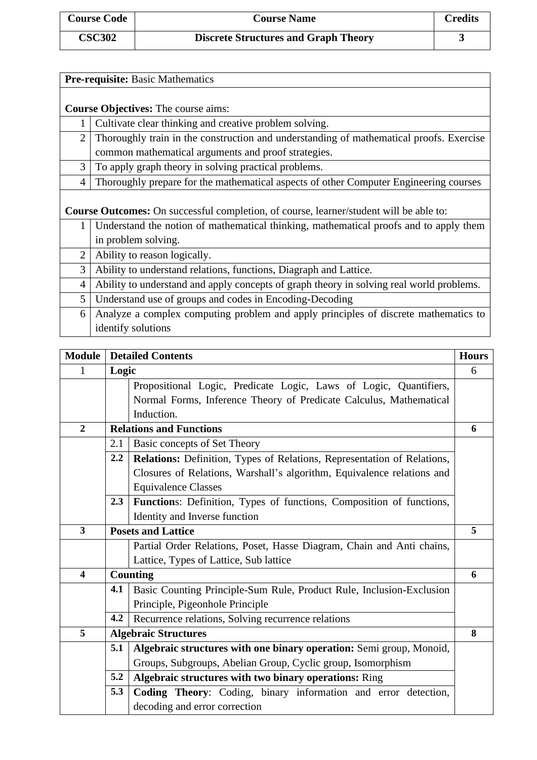| Course Code | Course Name | Credits |
|---|---|---|
| **CSC302** | **Discrete Structures and Graph Theory** | **3** |

**Pre-requisite:** Basic Mathematics

**Course Objectives:** The course aims:

| | |
|---|---|
| 1 | Cultivate clear thinking and creative problem solving. |
| 2 | Thoroughly train in the construction and understanding of mathematical proofs. Exercise common mathematical arguments and proof strategies. |
| 3 | To apply graph theory in solving practical problems. |
| 4 | Thoroughly prepare for the mathematical aspects of other Computer Engineering courses |

**Course Outcomes:** On successful completion, of course, learner/student will be able to:

| | |
|---|---|
| 1 | Understand the notion of mathematical thinking, mathematical proofs and to apply them in problem solving. |
| 2 | Ability to reason logically. |
| 3 | Ability to understand relations, functions, Diagraph and Lattice. |
| 4 | Ability to understand and apply concepts of graph theory in solving real world problems. |
| 5 | Understand use of groups and codes in Encoding-Decoding |
| 6 | Analyze a complex computing problem and apply principles of discrete mathematics to identify solutions |

| Module | | Detailed Contents | Hours |
|---|---|---|---|
| 1 | **Logic** | | 6 |
| | | Propositional Logic, Predicate Logic, Laws of Logic, Quantifiers, Normal Forms, Inference Theory of Predicate Calculus, Mathematical Induction. | |
| **2** | **Relations and Functions** | | **6** |
| | 2.1 | Basic concepts of Set Theory | |
| | **2.2** | **Relations:** Definition, Types of Relations, Representation of Relations, Closures of Relations, Warshall's algorithm, Equivalence relations and Equivalence Classes | |
| | **2.3** | **Function**s: Definition, Types of functions, Composition of functions, Identity and Inverse function | |
| **3** | **Posets and Lattice** | | **5** |
| | | Partial Order Relations, Poset, Hasse Diagram, Chain and Anti chains, Lattice, Types of Lattice, Sub lattice | |
| **4** | **Counting** | | **6** |
| | **4.1** | Basic Counting Principle-Sum Rule, Product Rule, Inclusion-Exclusion Principle, Pigeonhole Principle | |
| | **4.2** | Recurrence relations, Solving recurrence relations | |
| **5** | **Algebraic Structures** | | **8** |
| | **5.1** | **Algebraic structures with one binary operation:** Semi group, Monoid, Groups, Subgroups, Abelian Group, Cyclic group, Isomorphism | |
| | **5.2** | **Algebraic structures with two binary operations:** Ring | |
| | **5.3** | **Coding Theory**: Coding, binary information and error detection, decoding and error correction | |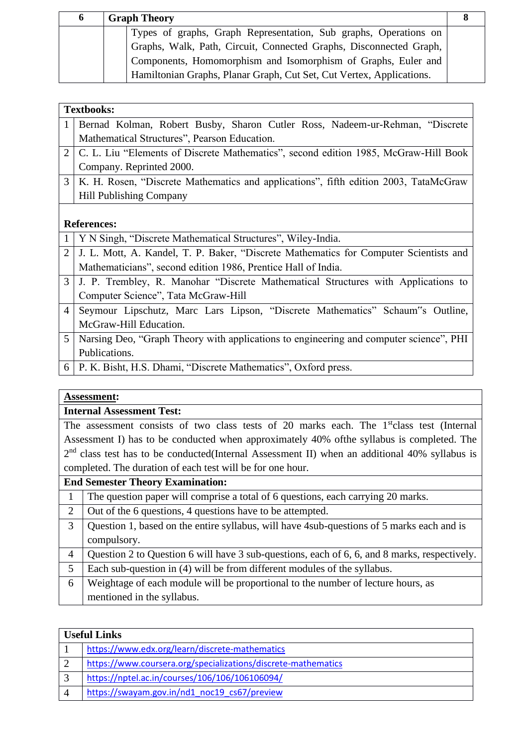| 6 | Graph Theory | | 8 |
|---|---|---|---|
| | | Types of graphs, Graph Representation, Sub graphs, Operations on Graphs, Walk, Path, Circuit, Connected Graphs, Disconnected Graph, Components, Homomorphism and Isomorphism of Graphs, Euler and Hamiltonian Graphs, Planar Graph, Cut Set, Cut Vertex, Applications. | |

| **Textbooks:** | |
|---|---|
| 1 | Bernad Kolman, Robert Busby, Sharon Cutler Ross, Nadeem-ur-Rehman, "Discrete Mathematical Structures", Pearson Education. |
| 2 | C. L. Liu "Elements of Discrete Mathematics", second edition 1985, McGraw-Hill Book Company. Reprinted 2000. |
| 3 | K. H. Rosen, "Discrete Mathematics and applications", fifth edition 2003, TataMcGraw Hill Publishing Company |
| **References:** | |
| 1 | Y N Singh, "Discrete Mathematical Structures", Wiley-India. |
| 2 | J. L. Mott, A. Kandel, T. P. Baker, "Discrete Mathematics for Computer Scientists and Mathematicians", second edition 1986, Prentice Hall of India. |
| 3 | J. P. Trembley, R. Manohar "Discrete Mathematical Structures with Applications to Computer Science", Tata McGraw-Hill |
| 4 | Seymour Lipschutz, Marc Lars Lipson, "Discrete Mathematics" Schaum"s Outline, McGraw-Hill Education. |
| 5 | Narsing Deo, "Graph Theory with applications to engineering and computer science", PHI Publications. |
| 6 | P. K. Bisht, H.S. Dhami, "Discrete Mathematics", Oxford press. |

**Assessment:**

**Internal Assessment Test:**

The assessment consists of two class tests of 20 marks each. The 1st class test (Internal Assessment I) has to be conducted when approximately 40% ofthe syllabus is completed. The 2nd class test has to be conducted(Internal Assessment II) when an additional 40% syllabus is completed. The duration of each test will be for one hour.

**End Semester Theory Examination:**

| | |
|---|---|
| 1 | The question paper will comprise a total of 6 questions, each carrying 20 marks. |
| 2 | Out of the 6 questions, 4 questions have to be attempted. |
| 3 | Question 1, based on the entire syllabus, will have 4sub-questions of 5 marks each and is compulsory. |
| 4 | Question 2 to Question 6 will have 3 sub-questions, each of 6, 6, and 8 marks, respectively. |
| 5 | Each sub-question in (4) will be from different modules of the syllabus. |
| 6 | Weightage of each module will be proportional to the number of lecture hours, as mentioned in the syllabus. |

| **Useful Links** | |
|---|---|
| 1 | https://www.edx.org/learn/discrete-mathematics |
| 2 | https://www.coursera.org/specializations/discrete-mathematics |
| 3 | https://nptel.ac.in/courses/106/106/106106094/ |
| 4 | https://swayam.gov.in/nd1_noc19_cs67/preview |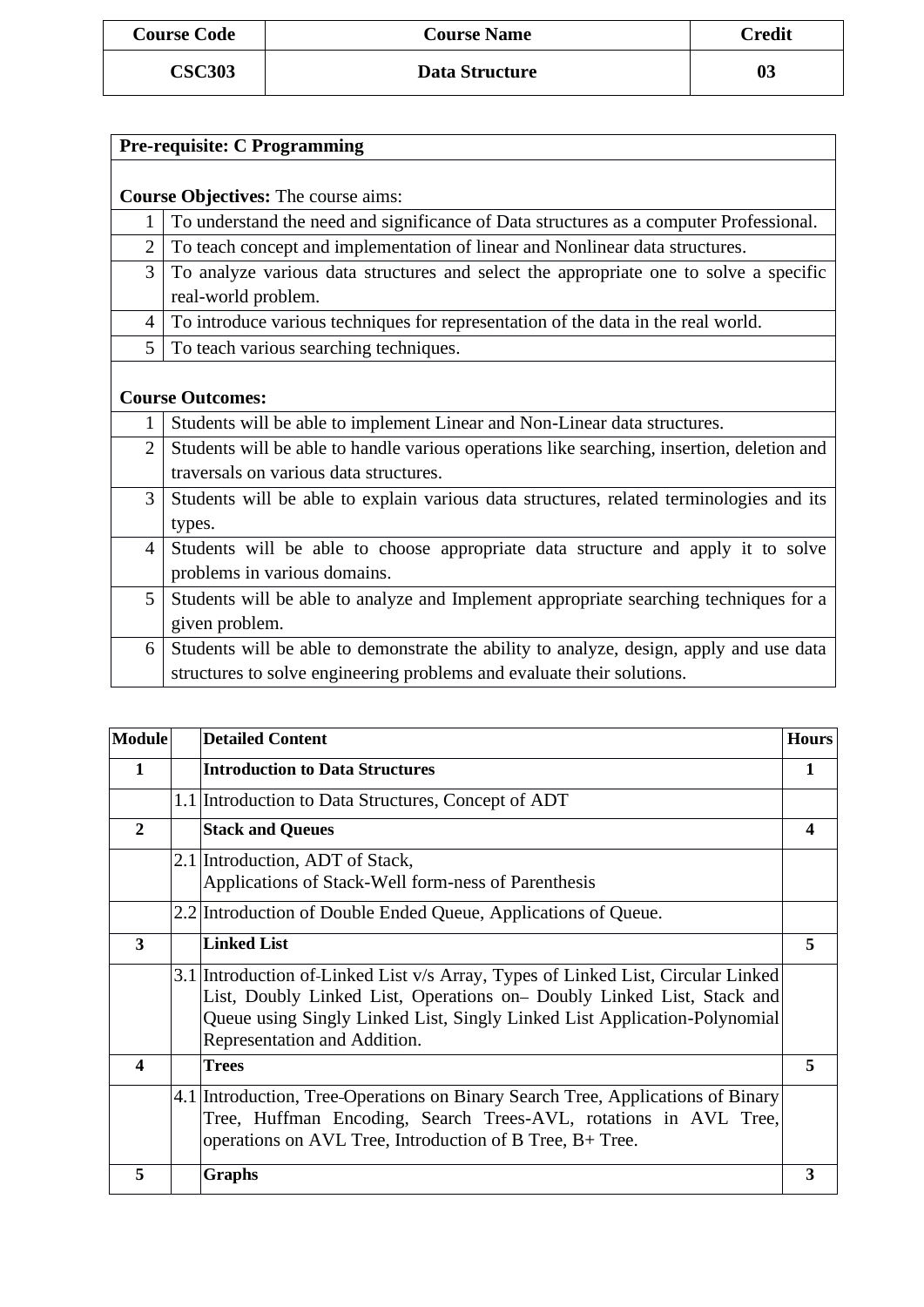| Course Code | Course Name | Credit |
|---|---|---|
| CSC303 | Data Structure | 03 |

| | |
|---|---|
| **Pre-requisite: C Programming** | |
| **Course Objectives:** The course aims: | |
| 1 | To understand the need and significance of Data structures as a computer Professional. |
| 2 | To teach concept and implementation of linear and Nonlinear data structures. |
| 3 | To analyze various data structures and select the appropriate one to solve a specific real-world problem. |
| 4 | To introduce various techniques for representation of the data in the real world. |
| 5 | To teach various searching techniques. |
| **Course Outcomes:** | |
| 1 | Students will be able to implement Linear and Non-Linear data structures. |
| 2 | Students will be able to handle various operations like searching, insertion, deletion and traversals on various data structures. |
| 3 | Students will be able to explain various data structures, related terminologies and its types. |
| 4 | Students will be able to choose appropriate data structure and apply it to solve problems in various domains. |
| 5 | Students will be able to analyze and Implement appropriate searching techniques for a given problem. |
| 6 | Students will be able to demonstrate the ability to analyze, design, apply and use data structures to solve engineering problems and evaluate their solutions. |

| Module | | Detailed Content | Hours |
|---|---|---|---|
| **1** | | **Introduction to Data Structures** | **1** |
| | 1.1 | Introduction to Data Structures, Concept of ADT | |
| **2** | | **Stack and Queues** | **4** |
| | 2.1 | Introduction, ADT of Stack, Applications of Stack-Well form-ness of Parenthesis | |
| | 2.2 | Introduction of Double Ended Queue, Applications of Queue. | |
| **3** | | **Linked List** | **5** |
| | 3.1 | Introduction of Linked List v/s Array, Types of Linked List, Circular Linked List, Doubly Linked List, Operations on– Doubly Linked List, Stack and Queue using Singly Linked List, Singly Linked List Application-Polynomial Representation and Addition. | |
| **4** | | **Trees** | **5** |
| | 4.1 | Introduction, Tree Operations on Binary Search Tree, Applications of Binary Tree, Huffman Encoding, Search Trees-AVL, rotations in AVL Tree, operations on AVL Tree, Introduction of B Tree, B+ Tree. | |
| **5** | | **Graphs** | **3** |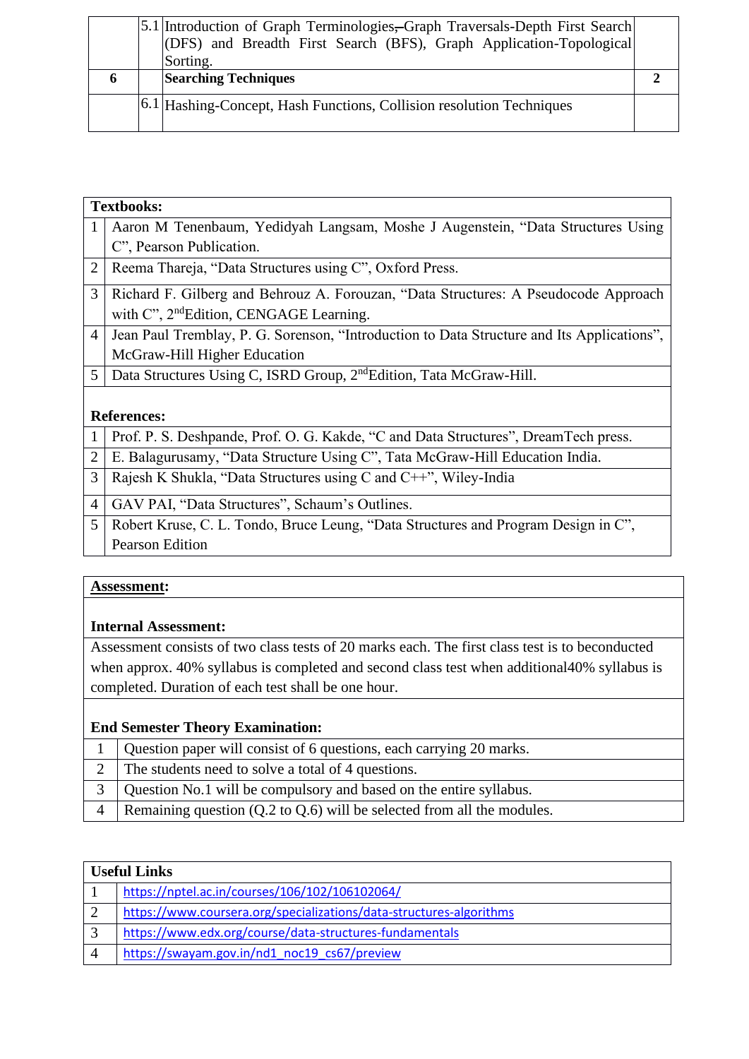| | | | |
|---|---|---|---|
| | 5.1 | Introduction of Graph Terminologies,Graph Traversals-Depth First Search (DFS) and Breadth First Search (BFS), Graph Application-Topological Sorting. | |
| 6 | | **Searching Techniques** | **2** |
| | 6.1 | Hashing-Concept, Hash Functions, Collision resolution Techniques | |

| **Textbooks:** | |
|---|---|
| 1 | Aaron M Tenenbaum, Yedidyah Langsam, Moshe J Augenstein, "Data Structures Using C", Pearson Publication. |
| 2 | Reema Thareja, "Data Structures using C", Oxford Press. |
| 3 | Richard F. Gilberg and Behrouz A. Forouzan, "Data Structures: A Pseudocode Approach with C", 2ndEdition, CENGAGE Learning. |
| 4 | Jean Paul Tremblay, P. G. Sorenson, "Introduction to Data Structure and Its Applications", McGraw-Hill Higher Education |
| 5 | Data Structures Using C, ISRD Group, 2ndEdition, Tata McGraw-Hill. |
| **References:** | |
| 1 | Prof. P. S. Deshpande, Prof. O. G. Kakde, "C and Data Structures", DreamTech press. |
| 2 | E. Balagurusamy, "Data Structure Using C", Tata McGraw-Hill Education India. |
| 3 | Rajesh K Shukla, "Data Structures using C and C++", Wiley-India |
| 4 | GAV PAI, "Data Structures", Schaum's Outlines. |
| 5 | Robert Kruse, C. L. Tondo, Bruce Leung, "Data Structures and Program Design in C", Pearson Edition |

**Assessment:**

**Internal Assessment:**

Assessment consists of two class tests of 20 marks each. The first class test is to beconducted when approx. 40% syllabus is completed and second class test when additional40% syllabus is completed. Duration of each test shall be one hour.

**End Semester Theory Examination:**

| | |
|---|---|
| 1 | Question paper will consist of 6 questions, each carrying 20 marks. |
| 2 | The students need to solve a total of 4 questions. |
| 3 | Question No.1 will be compulsory and based on the entire syllabus. |
| 4 | Remaining question (Q.2 to Q.6) will be selected from all the modules. |

| **Useful Links** | |
|---|---|
| 1 | https://nptel.ac.in/courses/106/102/106102064/ |
| 2 | https://www.coursera.org/specializations/data-structures-algorithms |
| 3 | https://www.edx.org/course/data-structures-fundamentals |
| 4 | https://swayam.gov.in/nd1_noc19_cs67/preview |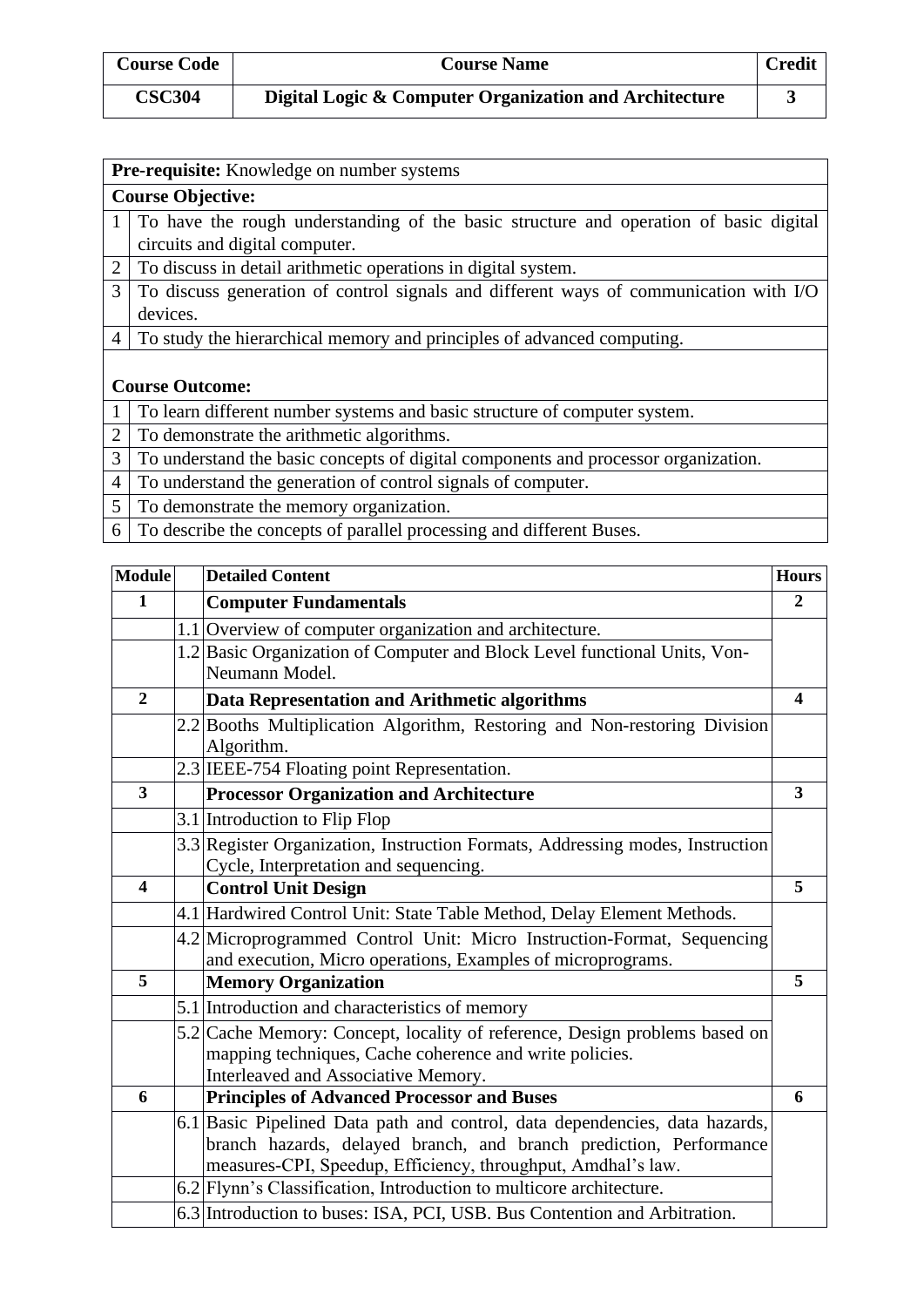| Course Code | Course Name | Credit |
|---|---|---|
| CSC304 | Digital Logic & Computer Organization and Architecture | 3 |

**Pre-requisite:** Knowledge on number systems

**Course Objective:**

| | |
|---|---|
| 1 | To have the rough understanding of the basic structure and operation of basic digital circuits and digital computer. |
| 2 | To discuss in detail arithmetic operations in digital system. |
| 3 | To discuss generation of control signals and different ways of communication with I/O devices. |
| 4 | To study the hierarchical memory and principles of advanced computing. |

**Course Outcome:**

| | |
|---|---|
| 1 | To learn different number systems and basic structure of computer system. |
| 2 | To demonstrate the arithmetic algorithms. |
| 3 | To understand the basic concepts of digital components and processor organization. |
| 4 | To understand the generation of control signals of computer. |
| 5 | To demonstrate the memory organization. |
| 6 | To describe the concepts of parallel processing and different Buses. |

| Module | | Detailed Content | Hours |
|---|---|---|---|
| 1 | | **Computer Fundamentals** | 2 |
| | 1.1 | Overview of computer organization and architecture. | |
| | 1.2 | Basic Organization of Computer and Block Level functional Units, Von-Neumann Model. | |
| 2 | | **Data Representation and Arithmetic algorithms** | 4 |
| | 2.2 | Booths Multiplication Algorithm, Restoring and Non-restoring Division Algorithm. | |
| | 2.3 | IEEE-754 Floating point Representation. | |
| 3 | | **Processor Organization and Architecture** | 3 |
| | 3.1 | Introduction to Flip Flop | |
| | 3.3 | Register Organization, Instruction Formats, Addressing modes, Instruction Cycle, Interpretation and sequencing. | |
| 4 | | **Control Unit Design** | 5 |
| | 4.1 | Hardwired Control Unit: State Table Method, Delay Element Methods. | |
| | 4.2 | Microprogrammed Control Unit: Micro Instruction-Format, Sequencing and execution, Micro operations, Examples of microprograms. | |
| 5 | | **Memory Organization** | 5 |
| | 5.1 | Introduction and characteristics of memory | |
| | 5.2 | Cache Memory: Concept, locality of reference, Design problems based on mapping techniques, Cache coherence and write policies. Interleaved and Associative Memory. | |
| 6 | | **Principles of Advanced Processor and Buses** | 6 |
| | 6.1 | Basic Pipelined Data path and control, data dependencies, data hazards, branch hazards, delayed branch, and branch prediction, Performance measures-CPI, Speedup, Efficiency, throughput, Amdhal's law. | |
| | 6.2 | Flynn's Classification, Introduction to multicore architecture. | |
| | 6.3 | Introduction to buses: ISA, PCI, USB. Bus Contention and Arbitration. | |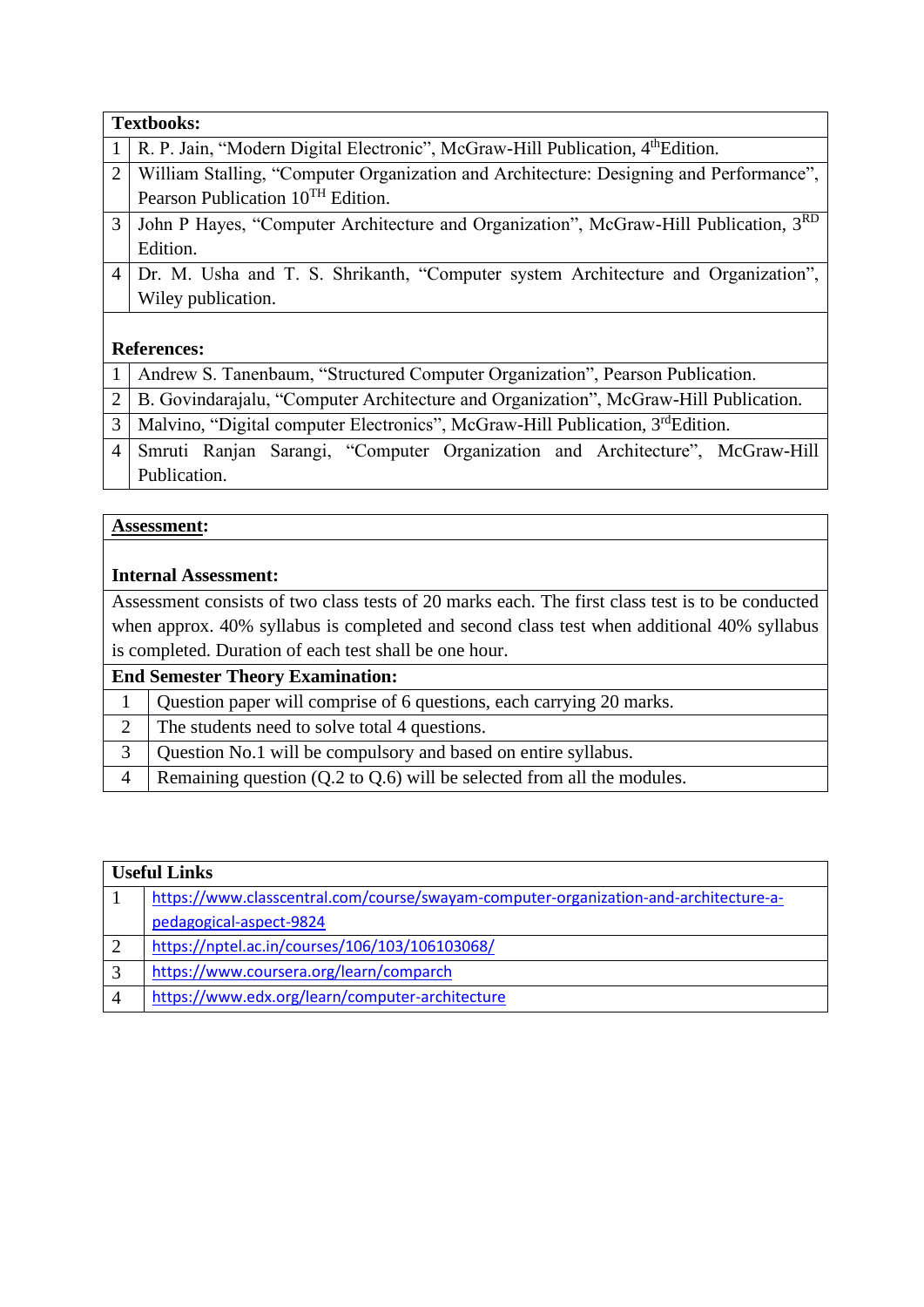| **Textbooks:** | |
|---|---|
| 1 | R. P. Jain, "Modern Digital Electronic", McGraw-Hill Publication, 4th Edition. |
| 2 | William Stalling, "Computer Organization and Architecture: Designing and Performance", Pearson Publication 10TH Edition. |
| 3 | John P Hayes, "Computer Architecture and Organization", McGraw-Hill Publication, 3RD Edition. |
| 4 | Dr. M. Usha and T. S. Shrikanth, "Computer system Architecture and Organization", Wiley publication. |

| **References:** | |
|---|---|
| 1 | Andrew S. Tanenbaum, "Structured Computer Organization", Pearson Publication. |
| 2 | B. Govindarajalu, "Computer Architecture and Organization", McGraw-Hill Publication. |
| 3 | Malvino, "Digital computer Electronics", McGraw-Hill Publication, 3rd Edition. |
| 4 | Smruti Ranjan Sarangi, "Computer Organization and Architecture", McGraw-Hill Publication. |

**Assessment:**

**Internal Assessment:**

Assessment consists of two class tests of 20 marks each. The first class test is to be conducted when approx. 40% syllabus is completed and second class test when additional 40% syllabus is completed. Duration of each test shall be one hour.

| **End Semester Theory Examination:** | |
|---|---|
| 1 | Question paper will comprise of 6 questions, each carrying 20 marks. |
| 2 | The students need to solve total 4 questions. |
| 3 | Question No.1 will be compulsory and based on entire syllabus. |
| 4 | Remaining question (Q.2 to Q.6) will be selected from all the modules. |

| **Useful Links** | |
|---|---|
| 1 | https://www.classcentral.com/course/swayam-computer-organization-and-architecture-a-pedagogical-aspect-9824 |
| 2 | https://nptel.ac.in/courses/106/103/106103068/ |
| 3 | https://www.coursera.org/learn/comparch |
| 4 | https://www.edx.org/learn/computer-architecture |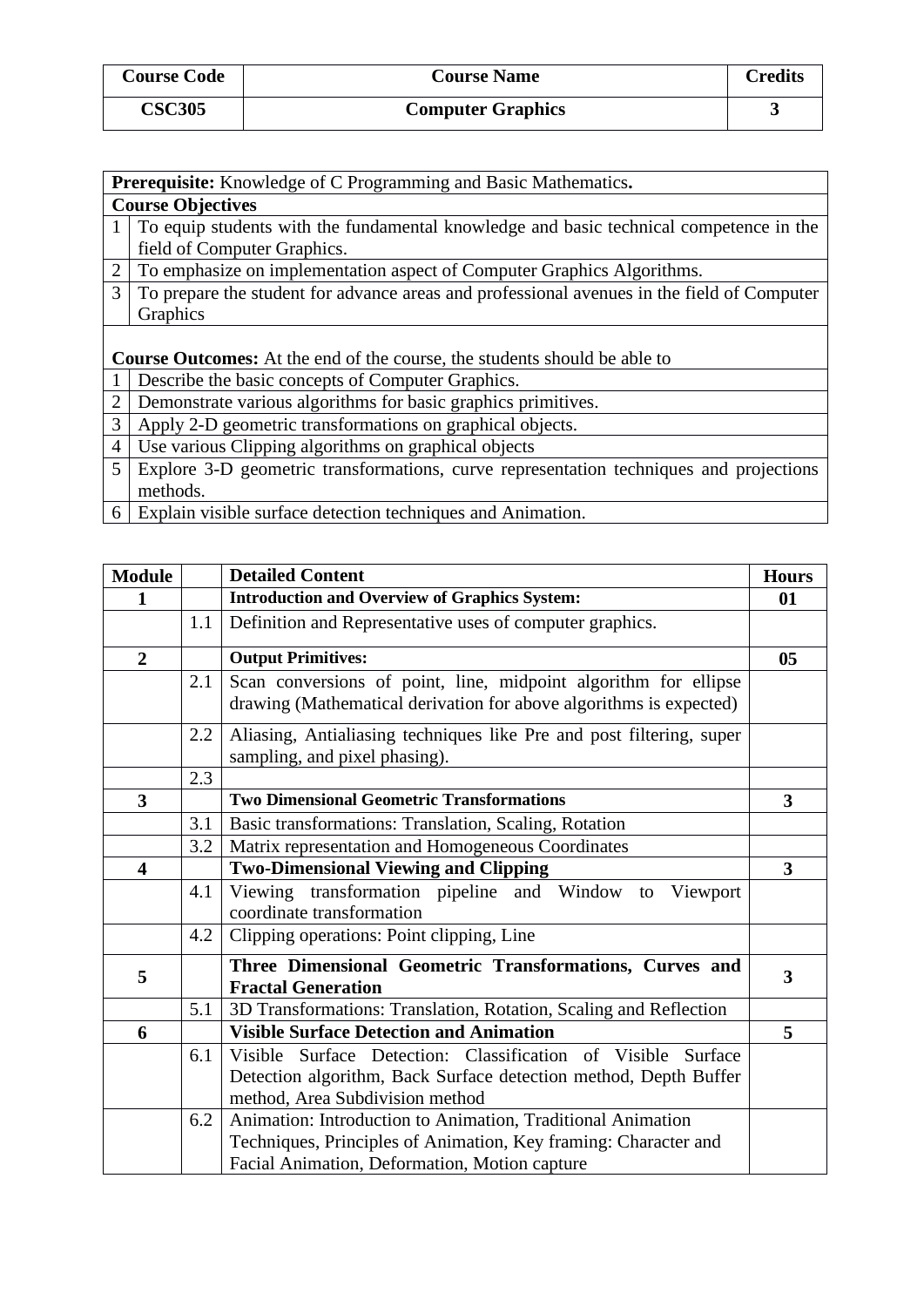| Course Code | Course Name | Credits |
|---|---|---|
| CSC305 | Computer Graphics | 3 |

| | |
|---|---|
| **Prerequisite:** Knowledge of C Programming and Basic Mathematics**.** | |
| **Course Objectives** | |
| 1 | To equip students with the fundamental knowledge and basic technical competence in the field of Computer Graphics. |
| 2 | To emphasize on implementation aspect of Computer Graphics Algorithms. |
| 3 | To prepare the student for advance areas and professional avenues in the field of Computer Graphics |
| **Course Outcomes:** At the end of the course, the students should be able to | |
| 1 | Describe the basic concepts of Computer Graphics. |
| 2 | Demonstrate various algorithms for basic graphics primitives. |
| 3 | Apply 2-D geometric transformations on graphical objects. |
| 4 | Use various Clipping algorithms on graphical objects |
| 5 | Explore 3-D geometric transformations, curve representation techniques and projections methods. |
| 6 | Explain visible surface detection techniques and Animation. |

| Module | | Detailed Content | Hours |
|---|---|---|---|
| **1** | | **Introduction and Overview of Graphics System:** | **01** |
| | 1.1 | Definition and Representative uses of computer graphics. | |
| **2** | | **Output Primitives:** | **05** |
| | 2.1 | Scan conversions of point, line, midpoint algorithm for ellipse drawing (Mathematical derivation for above algorithms is expected) | |
| | 2.2 | Aliasing, Antialiasing techniques like Pre and post filtering, super sampling, and pixel phasing). | |
| | 2.3 | | |
| **3** | | **Two Dimensional Geometric Transformations** | **3** |
| | 3.1 | Basic transformations: Translation, Scaling, Rotation | |
| | 3.2 | Matrix representation and Homogeneous Coordinates | |
| **4** | | **Two-Dimensional Viewing and Clipping** | **3** |
| | 4.1 | Viewing transformation pipeline and Window to Viewport coordinate transformation | |
| | 4.2 | Clipping operations: Point clipping, Line | |
| **5** | | **Three Dimensional Geometric Transformations, Curves and Fractal Generation** | **3** |
| | 5.1 | 3D Transformations: Translation, Rotation, Scaling and Reflection | |
| **6** | | **Visible Surface Detection and Animation** | **5** |
| | 6.1 | Visible Surface Detection: Classification of Visible Surface Detection algorithm, Back Surface detection method, Depth Buffer method, Area Subdivision method | |
| | 6.2 | Animation: Introduction to Animation, Traditional Animation Techniques, Principles of Animation, Key framing: Character and Facial Animation, Deformation, Motion capture | |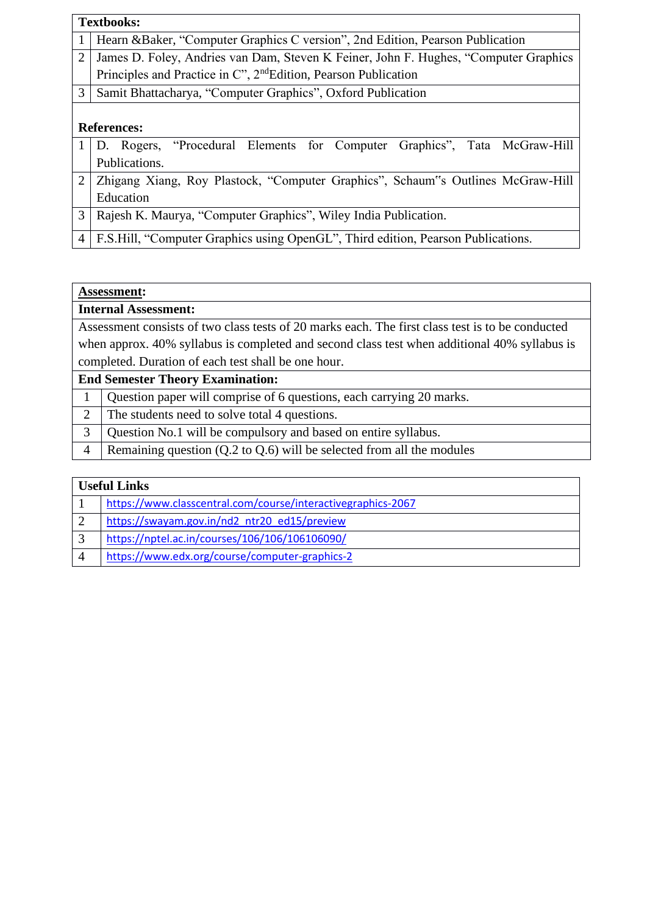| **Textbooks:** | |
|---|---|
| 1 | Hearn &Baker, "Computer Graphics C version", 2nd Edition, Pearson Publication |
| 2 | James D. Foley, Andries van Dam, Steven K Feiner, John F. Hughes, "Computer Graphics Principles and Practice in C", 2ndEdition, Pearson Publication |
| 3 | Samit Bhattacharya, "Computer Graphics", Oxford Publication |
| **References:** | |
| 1 | D. Rogers, "Procedural Elements for Computer Graphics", Tata McGraw-Hill Publications. |
| 2 | Zhigang Xiang, Roy Plastock, "Computer Graphics", Schaum‟s Outlines McGraw-Hill Education |
| 3 | Rajesh K. Maurya, "Computer Graphics", Wiley India Publication. |
| 4 | F.S.Hill, "Computer Graphics using OpenGL", Third edition, Pearson Publications. |

| **Assessment:** | |
|---|---|
| **Internal Assessment:** | |
| Assessment consists of two class tests of 20 marks each. The first class test is to be conducted when approx. 40% syllabus is completed and second class test when additional 40% syllabus is completed. Duration of each test shall be one hour. | |
| **End Semester Theory Examination:** | |
| 1 | Question paper will comprise of 6 questions, each carrying 20 marks. |
| 2 | The students need to solve total 4 questions. |
| 3 | Question No.1 will be compulsory and based on entire syllabus. |
| 4 | Remaining question (Q.2 to Q.6) will be selected from all the modules |

| **Useful Links** | |
|---|---|
| 1 | https://www.classcentral.com/course/interactivegraphics-2067 |
| 2 | https://swayam.gov.in/nd2_ntr20_ed15/preview |
| 3 | https://nptel.ac.in/courses/106/106/106106090/ |
| 4 | https://www.edx.org/course/computer-graphics-2 |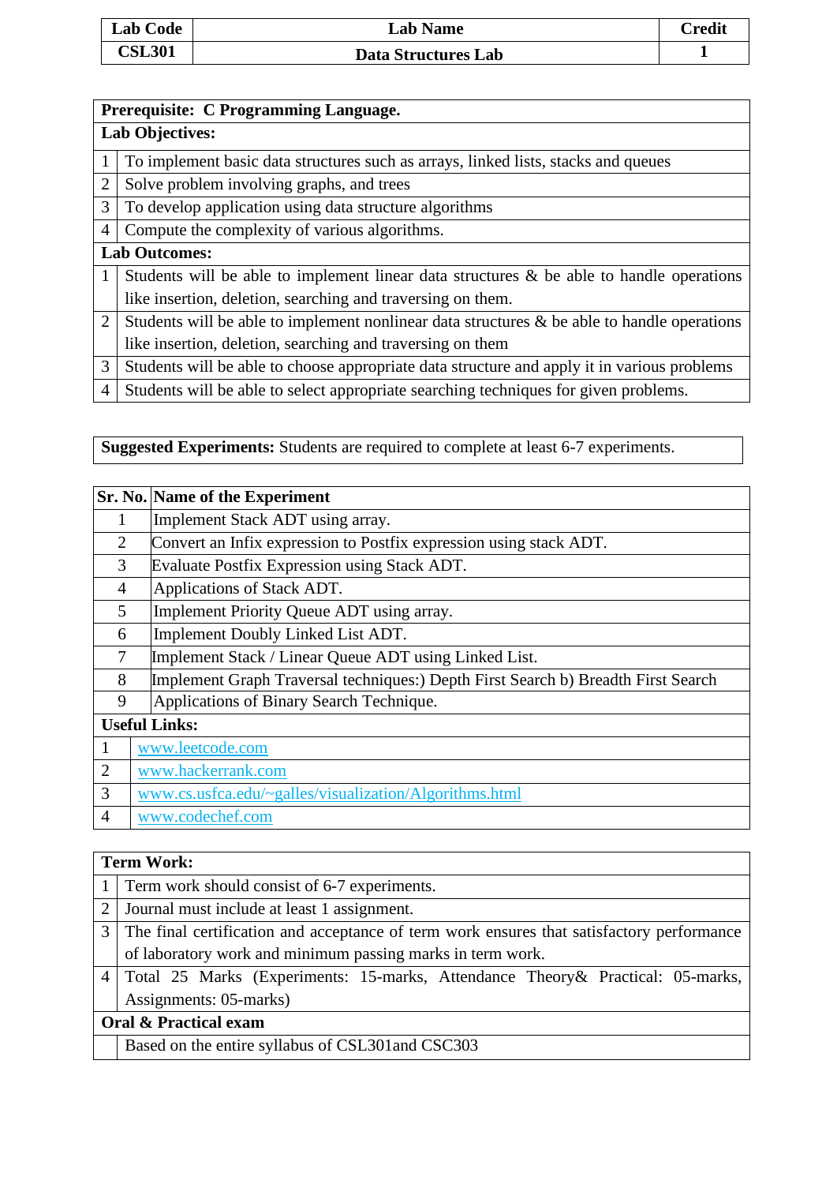| Lab Code | Lab Name | Credit |
|---|---|---|
| CSL301 | Data Structures Lab | 1 |

| **Prerequisite: C Programming Language.** | |
|---|---|
| **Lab Objectives:** | |
| 1 | To implement basic data structures such as arrays, linked lists, stacks and queues |
| 2 | Solve problem involving graphs, and trees |
| 3 | To develop application using data structure algorithms |
| 4 | Compute the complexity of various algorithms. |
| **Lab Outcomes:** | |
| 1 | Students will be able to implement linear data structures & be able to handle operations like insertion, deletion, searching and traversing on them. |
| 2 | Students will be able to implement nonlinear data structures & be able to handle operations like insertion, deletion, searching and traversing on them |
| 3 | Students will be able to choose appropriate data structure and apply it in various problems |
| 4 | Students will be able to select appropriate searching techniques for given problems. |

**Suggested Experiments:** Students are required to complete at least 6-7 experiments.

| Sr. No. | Name of the Experiment |
|---|---|
| 1 | Implement Stack ADT using array. |
| 2 | Convert an Infix expression to Postfix expression using stack ADT. |
| 3 | Evaluate Postfix Expression using Stack ADT. |
| 4 | Applications of Stack ADT. |
| 5 | Implement Priority Queue ADT using array. |
| 6 | Implement Doubly Linked List ADT. |
| 7 | Implement Stack / Linear Queue ADT using Linked List. |
| 8 | Implement Graph Traversal techniques:) Depth First Search b) Breadth First Search |
| 9 | Applications of Binary Search Technique. |
| **Useful Links:** | |
| 1 | www.leetcode.com |
| 2 | www.hackerrank.com |
| 3 | www.cs.usfca.edu/~galles/visualization/Algorithms.html |
| 4 | www.codechef.com |

| **Term Work:** | |
|---|---|
| 1 | Term work should consist of 6-7 experiments. |
| 2 | Journal must include at least 1 assignment. |
| 3 | The final certification and acceptance of term work ensures that satisfactory performance of laboratory work and minimum passing marks in term work. |
| 4 | Total 25 Marks (Experiments: 15-marks, Attendance Theory& Practical: 05-marks, Assignments: 05-marks) |
| **Oral & Practical exam** | |
| | Based on the entire syllabus of CSL301and CSC303 |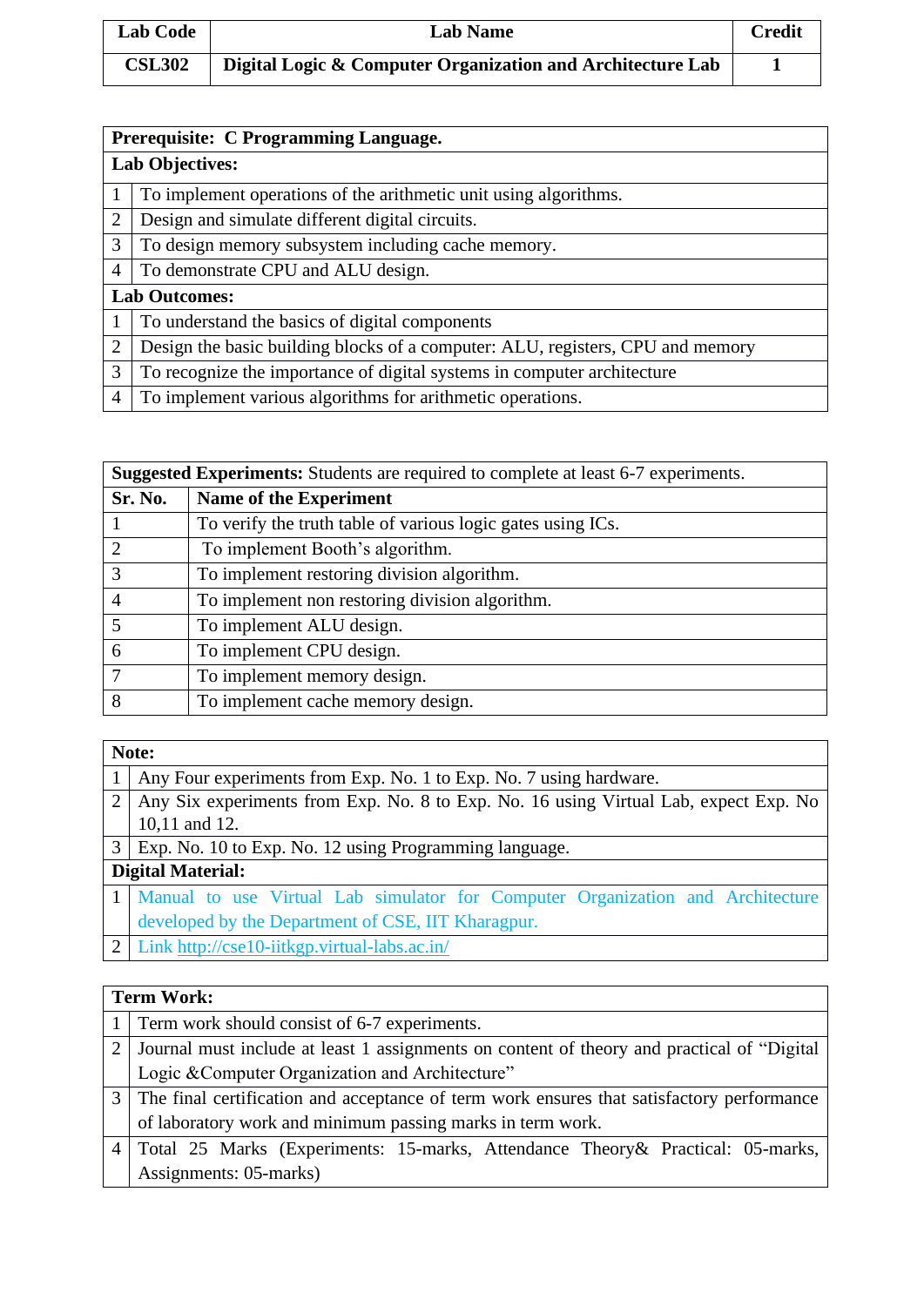| Lab Code | Lab Name | Credit |
|---|---|---|
| CSL302 | Digital Logic & Computer Organization and Architecture Lab | 1 |

| **Prerequisite: C Programming Language.** | |
|---|---|
| **Lab Objectives:** | |
| 1 | To implement operations of the arithmetic unit using algorithms. |
| 2 | Design and simulate different digital circuits. |
| 3 | To design memory subsystem including cache memory. |
| 4 | To demonstrate CPU and ALU design. |
| **Lab Outcomes:** | |
| 1 | To understand the basics of digital components |
| 2 | Design the basic building blocks of a computer: ALU, registers, CPU and memory |
| 3 | To recognize the importance of digital systems in computer architecture |
| 4 | To implement various algorithms for arithmetic operations. |

**Suggested Experiments:** Students are required to complete at least 6-7 experiments.

| Sr. No. | Name of the Experiment |
|---|---|
| 1 | To verify the truth table of various logic gates using ICs. |
| 2 | To implement Booth's algorithm. |
| 3 | To implement restoring division algorithm. |
| 4 | To implement non restoring division algorithm. |
| 5 | To implement ALU design. |
| 6 | To implement CPU design. |
| 7 | To implement memory design. |
| 8 | To implement cache memory design. |

| **Note:** | |
|---|---|
| 1 | Any Four experiments from Exp. No. 1 to Exp. No. 7 using hardware. |
| 2 | Any Six experiments from Exp. No. 8 to Exp. No. 16 using Virtual Lab, expect Exp. No 10,11 and 12. |
| 3 | Exp. No. 10 to Exp. No. 12 using Programming language. |
| **Digital Material:** | |
| 1 | Manual to use Virtual Lab simulator for Computer Organization and Architecture developed by the Department of CSE, IIT Kharagpur. |
| 2 | Link http://cse10-iitkgp.virtual-labs.ac.in/ |

| **Term Work:** | |
|---|---|
| 1 | Term work should consist of 6-7 experiments. |
| 2 | Journal must include at least 1 assignments on content of theory and practical of "Digital Logic &Computer Organization and Architecture" |
| 3 | The final certification and acceptance of term work ensures that satisfactory performance of laboratory work and minimum passing marks in term work. |
| 4 | Total 25 Marks (Experiments: 15-marks, Attendance Theory& Practical: 05-marks, Assignments: 05-marks) |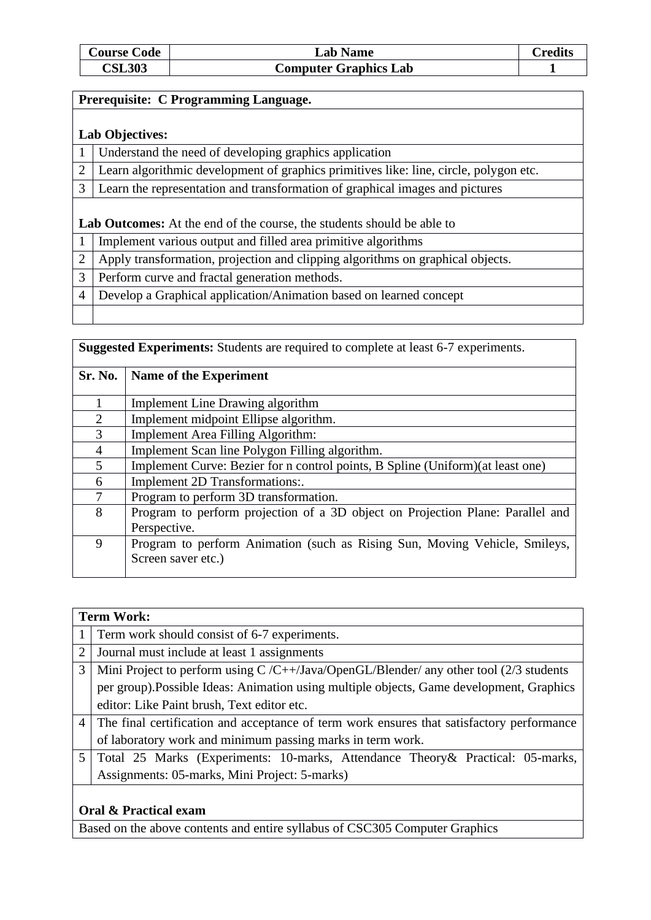| Course Code | Lab Name | Credits |
|---|---|---|
| CSL303 | Computer Graphics Lab | 1 |

**Prerequisite: C Programming Language.**

**Lab Objectives:**

| | |
|---|---|
| 1 | Understand the need of developing graphics application |
| 2 | Learn algorithmic development of graphics primitives like: line, circle, polygon etc. |
| 3 | Learn the representation and transformation of graphical images and pictures |

**Lab Outcomes:** At the end of the course, the students should be able to

| | |
|---|---|
| 1 | Implement various output and filled area primitive algorithms |
| 2 | Apply transformation, projection and clipping algorithms on graphical objects. |
| 3 | Perform curve and fractal generation methods. |
| 4 | Develop a Graphical application/Animation based on learned concept |

**Suggested Experiments:** Students are required to complete at least 6-7 experiments.

| Sr. No. | Name of the Experiment |
|---|---|
| 1 | Implement Line Drawing algorithm |
| 2 | Implement midpoint Ellipse algorithm. |
| 3 | Implement Area Filling Algorithm: |
| 4 | Implement Scan line Polygon Filling algorithm. |
| 5 | Implement Curve: Bezier for n control points, B Spline (Uniform)(at least one) |
| 6 | Implement 2D Transformations:. |
| 7 | Program to perform 3D transformation. |
| 8 | Program to perform projection of a 3D object on Projection Plane: Parallel and Perspective. |
| 9 | Program to perform Animation (such as Rising Sun, Moving Vehicle, Smileys, Screen saver etc.) |

**Term Work:**

| | |
|---|---|
| 1 | Term work should consist of 6-7 experiments. |
| 2 | Journal must include at least 1 assignments |
| 3 | Mini Project to perform using C /C++/Java/OpenGL/Blender/ any other tool (2/3 students per group).Possible Ideas: Animation using multiple objects, Game development, Graphics editor: Like Paint brush, Text editor etc. |
| 4 | The final certification and acceptance of term work ensures that satisfactory performance of laboratory work and minimum passing marks in term work. |
| 5 | Total 25 Marks (Experiments: 10-marks, Attendance Theory& Practical: 05-marks, Assignments: 05-marks, Mini Project: 5-marks) |

**Oral & Practical exam**

Based on the above contents and entire syllabus of CSC305 Computer Graphics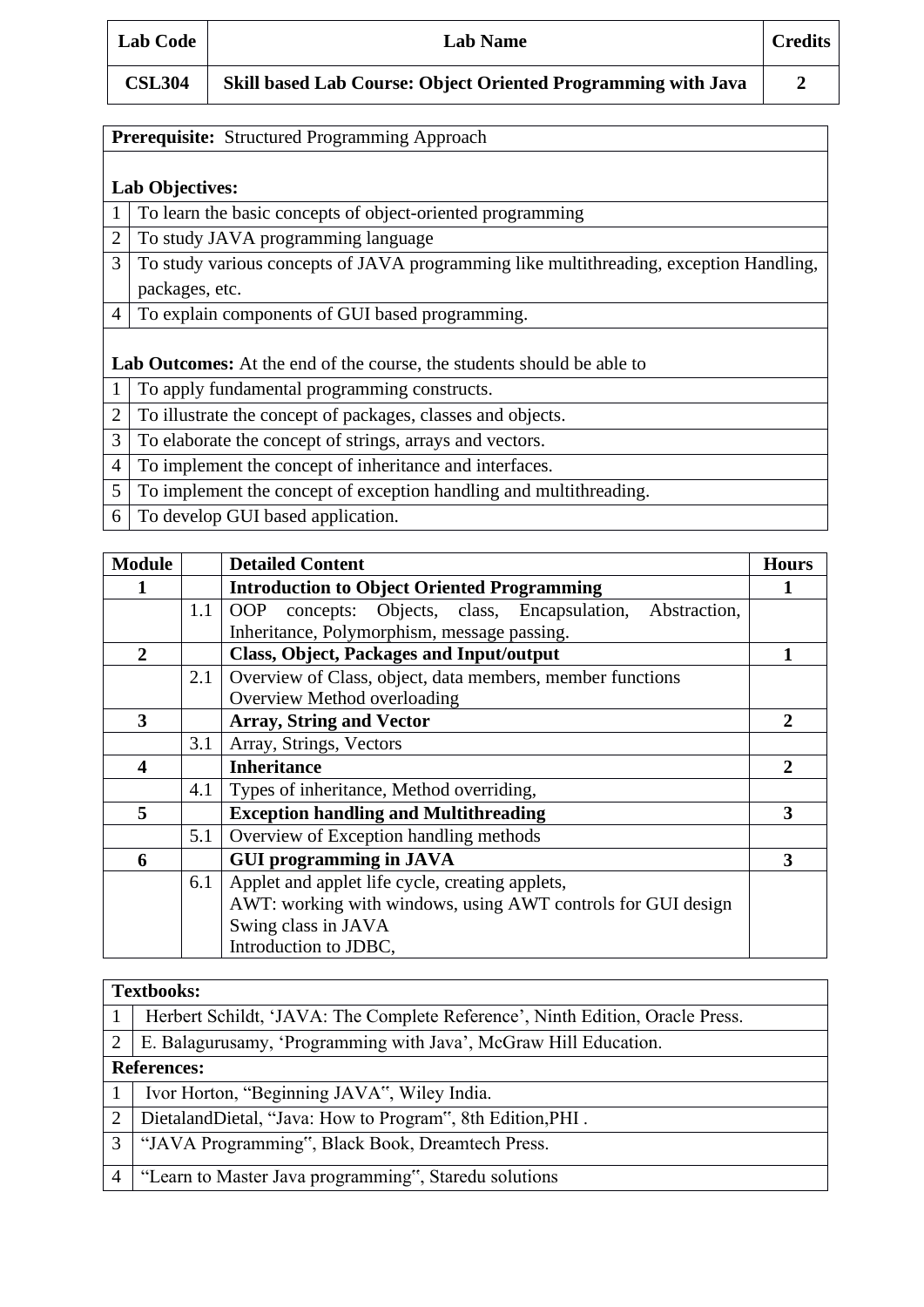| Lab Code | Lab Name | Credits |
|---|---|---|
| CSL304 | Skill based Lab Course: Object Oriented Programming with Java | 2 |

**Prerequisite:** Structured Programming Approach

**Lab Objectives:**

| | |
|---|---|
| 1 | To learn the basic concepts of object-oriented programming |
| 2 | To study JAVA programming language |
| 3 | To study various concepts of JAVA programming like multithreading, exception Handling, packages, etc. |
| 4 | To explain components of GUI based programming. |

**Lab Outcomes:** At the end of the course, the students should be able to

| | |
|---|---|
| 1 | To apply fundamental programming constructs. |
| 2 | To illustrate the concept of packages, classes and objects. |
| 3 | To elaborate the concept of strings, arrays and vectors. |
| 4 | To implement the concept of inheritance and interfaces. |
| 5 | To implement the concept of exception handling and multithreading. |
| 6 | To develop GUI based application. |

| Module | | Detailed Content | Hours |
|---|---|---|---|
| 1 | | **Introduction to Object Oriented Programming** | 1 |
| | 1.1 | OOP concepts: Objects, class, Encapsulation, Abstraction, Inheritance, Polymorphism, message passing. | |
| 2 | | **Class, Object, Packages and Input/output** | 1 |
| | 2.1 | Overview of Class, object, data members, member functions<br>Overview Method overloading | |
| 3 | | **Array, String and Vector** | 2 |
| | 3.1 | Array, Strings, Vectors | |
| 4 | | **Inheritance** | 2 |
| | 4.1 | Types of inheritance, Method overriding, | |
| 5 | | **Exception handling and Multithreading** | 3 |
| | 5.1 | Overview of Exception handling methods | |
| 6 | | **GUI programming in JAVA** | 3 |
| | 6.1 | Applet and applet life cycle, creating applets,<br>AWT: working with windows, using AWT controls for GUI design<br>Swing class in JAVA<br>Introduction to JDBC, | |

**Textbooks:**

| | |
|---|---|
| 1 | Herbert Schildt, 'JAVA: The Complete Reference', Ninth Edition, Oracle Press. |
| 2 | E. Balagurusamy, 'Programming with Java', McGraw Hill Education. |

**References:**

| | |
|---|---|
| 1 | Ivor Horton, "Beginning JAVA", Wiley India. |
| 2 | DietalandDietal, "Java: How to Program", 8th Edition,PHI . |
| 3 | "JAVA Programming", Black Book, Dreamtech Press. |
| 4 | "Learn to Master Java programming", Staredu solutions |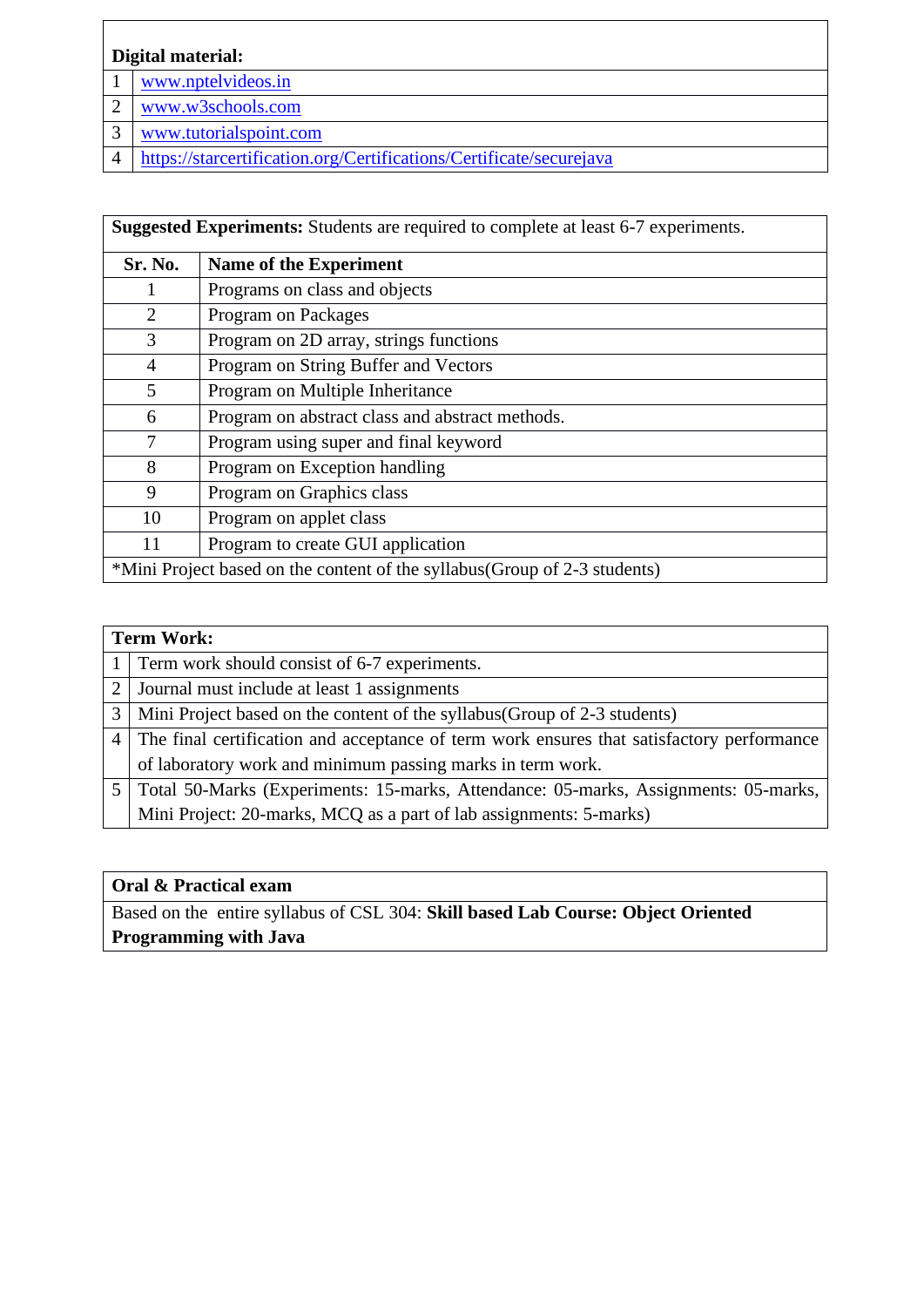| **Digital material:** | |
|---|---|
| 1 | www.nptelvideos.in |
| 2 | www.w3schools.com |
| 3 | www.tutorialspoint.com |
| 4 | https://starcertification.org/Certifications/Certificate/securejava |

**Suggested Experiments:** Students are required to complete at least 6-7 experiments.

| **Sr. No.** | **Name of the Experiment** |
|---|---|
| 1 | Programs on class and objects |
| 2 | Program on Packages |
| 3 | Program on 2D array, strings functions |
| 4 | Program on String Buffer and Vectors |
| 5 | Program on Multiple Inheritance |
| 6 | Program on abstract class and abstract methods. |
| 7 | Program using super and final keyword |
| 8 | Program on Exception handling |
| 9 | Program on Graphics class |
| 10 | Program on applet class |
| 11 | Program to create GUI application |

*Mini Project based on the content of the syllabus(Group of 2-3 students)

| **Term Work:** | |
|---|---|
| 1 | Term work should consist of 6-7 experiments. |
| 2 | Journal must include at least 1 assignments |
| 3 | Mini Project based on the content of the syllabus(Group of 2-3 students) |
| 4 | The final certification and acceptance of term work ensures that satisfactory performance of laboratory work and minimum passing marks in term work. |
| 5 | Total 50-Marks (Experiments: 15-marks, Attendance: 05-marks, Assignments: 05-marks, Mini Project: 20-marks, MCQ as a part of lab assignments: 5-marks) |

| **Oral & Practical exam** |
|---|
| Based on the entire syllabus of CSL 304: **Skill based Lab Course: Object Oriented Programming with Java** |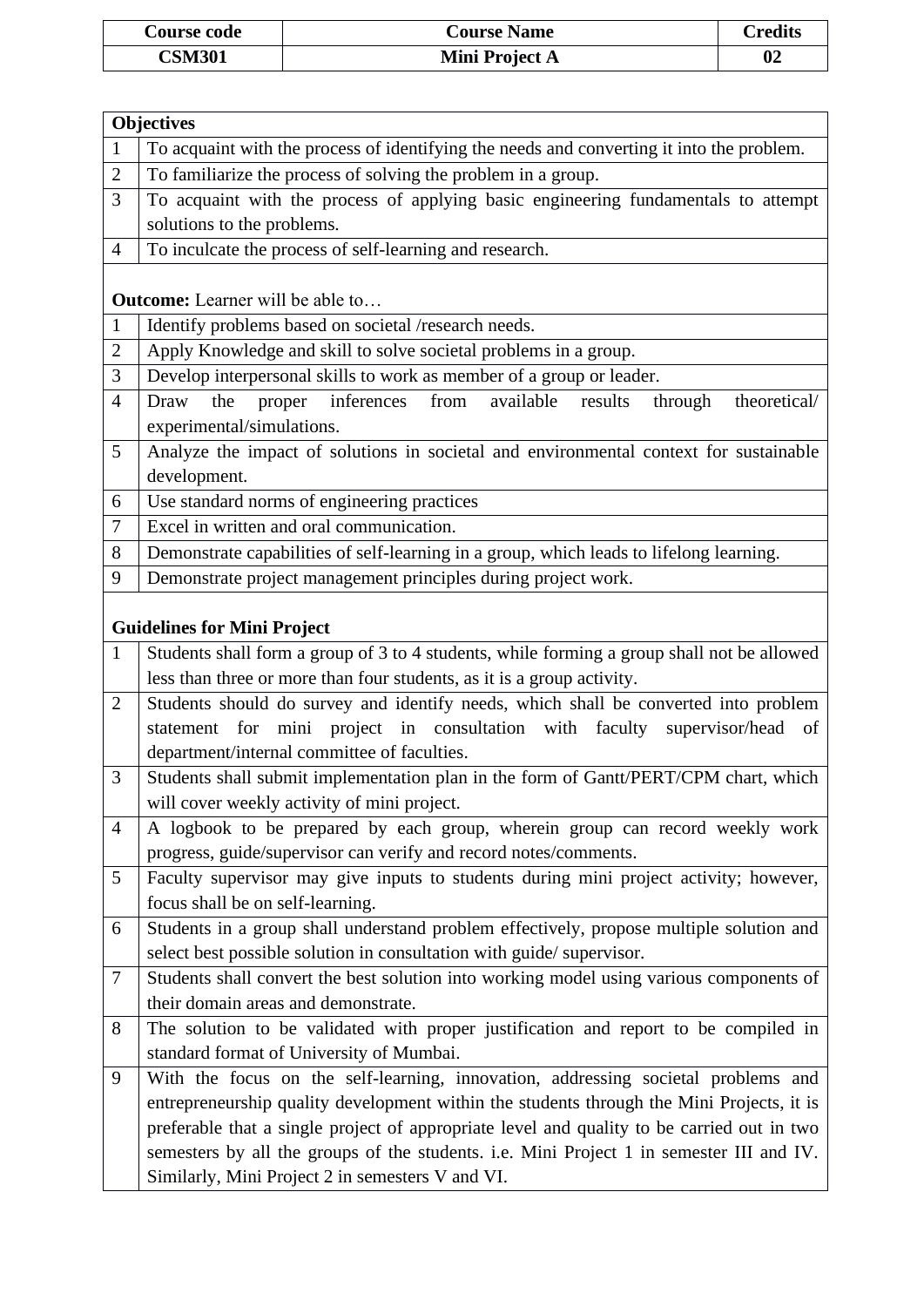| Course code | Course Name | Credits |
|---|---|---|
| **CSM301** | **Mini Project A** | **02** |

| **Objectives** | |
|---|---|
| 1 | To acquaint with the process of identifying the needs and converting it into the problem. |
| 2 | To familiarize the process of solving the problem in a group. |
| 3 | To acquaint with the process of applying basic engineering fundamentals to attempt solutions to the problems. |
| 4 | To inculcate the process of self-learning and research. |

**Outcome:** Learner will be able to…

| | |
|---|---|
| 1 | Identify problems based on societal /research needs. |
| 2 | Apply Knowledge and skill to solve societal problems in a group. |
| 3 | Develop interpersonal skills to work as member of a group or leader. |
| 4 | Draw the proper inferences from available results through theoretical/ experimental/simulations. |
| 5 | Analyze the impact of solutions in societal and environmental context for sustainable development. |
| 6 | Use standard norms of engineering practices |
| 7 | Excel in written and oral communication. |
| 8 | Demonstrate capabilities of self-learning in a group, which leads to lifelong learning. |
| 9 | Demonstrate project management principles during project work. |

**Guidelines for Mini Project**

| | |
|---|---|
| 1 | Students shall form a group of 3 to 4 students, while forming a group shall not be allowed less than three or more than four students, as it is a group activity. |
| 2 | Students should do survey and identify needs, which shall be converted into problem statement for mini project in consultation with faculty supervisor/head of department/internal committee of faculties. |
| 3 | Students shall submit implementation plan in the form of Gantt/PERT/CPM chart, which will cover weekly activity of mini project. |
| 4 | A logbook to be prepared by each group, wherein group can record weekly work progress, guide/supervisor can verify and record notes/comments. |
| 5 | Faculty supervisor may give inputs to students during mini project activity; however, focus shall be on self-learning. |
| 6 | Students in a group shall understand problem effectively, propose multiple solution and select best possible solution in consultation with guide/ supervisor. |
| 7 | Students shall convert the best solution into working model using various components of their domain areas and demonstrate. |
| 8 | The solution to be validated with proper justification and report to be compiled in standard format of University of Mumbai. |
| 9 | With the focus on the self-learning, innovation, addressing societal problems and entrepreneurship quality development within the students through the Mini Projects, it is preferable that a single project of appropriate level and quality to be carried out in two semesters by all the groups of the students. i.e. Mini Project 1 in semester III and IV. Similarly, Mini Project 2 in semesters V and VI. |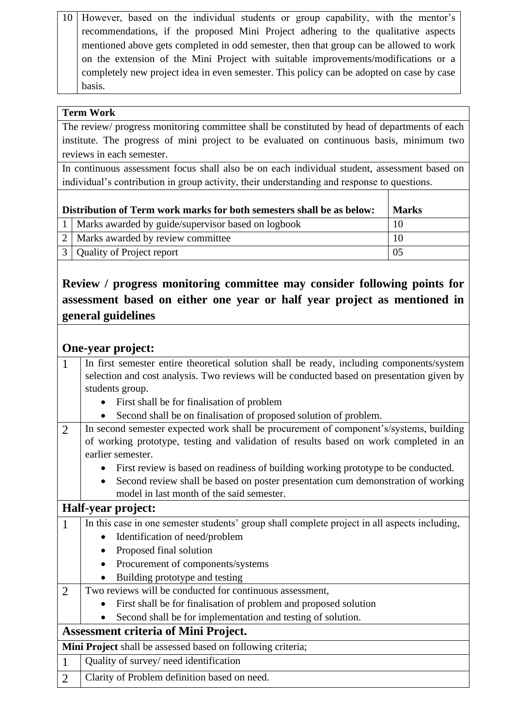| | |
|---|---|
| 10 | However, based on the individual students or group capability, with the mentor's recommendations, if the proposed Mini Project adhering to the qualitative aspects mentioned above gets completed in odd semester, then that group can be allowed to work on the extension of the Mini Project with suitable improvements/modifications or a completely new project idea in even semester. This policy can be adopted on case by case basis. |

**Term Work**

The review/ progress monitoring committee shall be constituted by head of departments of each institute. The progress of mini project to be evaluated on continuous basis, minimum two reviews in each semester.

In continuous assessment focus shall also be on each individual student, assessment based on individual's contribution in group activity, their understanding and response to questions.

| | Distribution of Term work marks for both semesters shall be as below: | Marks |
|---|---|---|
| 1 | Marks awarded by guide/supervisor based on logbook | 10 |
| 2 | Marks awarded by review committee | 10 |
| 3 | Quality of Project report | 05 |

## Review / progress monitoring committee may consider following points for assessment based on either one year or half year project as mentioned in general guidelines

### One-year project:

1. In first semester entire theoretical solution shall be ready, including components/system selection and cost analysis. Two reviews will be conducted based on presentation given by students group.
   - First shall be for finalisation of problem
   - Second shall be on finalisation of proposed solution of problem.
2. In second semester expected work shall be procurement of component's/systems, building of working prototype, testing and validation of results based on work completed in an earlier semester.
   - First review is based on readiness of building working prototype to be conducted.
   - Second review shall be based on poster presentation cum demonstration of working model in last month of the said semester.

### Half-year project:

1. In this case in one semester students' group shall complete project in all aspects including,
   - Identification of need/problem
   - Proposed final solution
   - Procurement of components/systems
   - Building prototype and testing
2. Two reviews will be conducted for continuous assessment,
   - First shall be for finalisation of problem and proposed solution
   - Second shall be for implementation and testing of solution.

### Assessment criteria of Mini Project.

**Mini Project** shall be assessed based on following criteria;

1. Quality of survey/ need identification
2. Clarity of Problem definition based on need.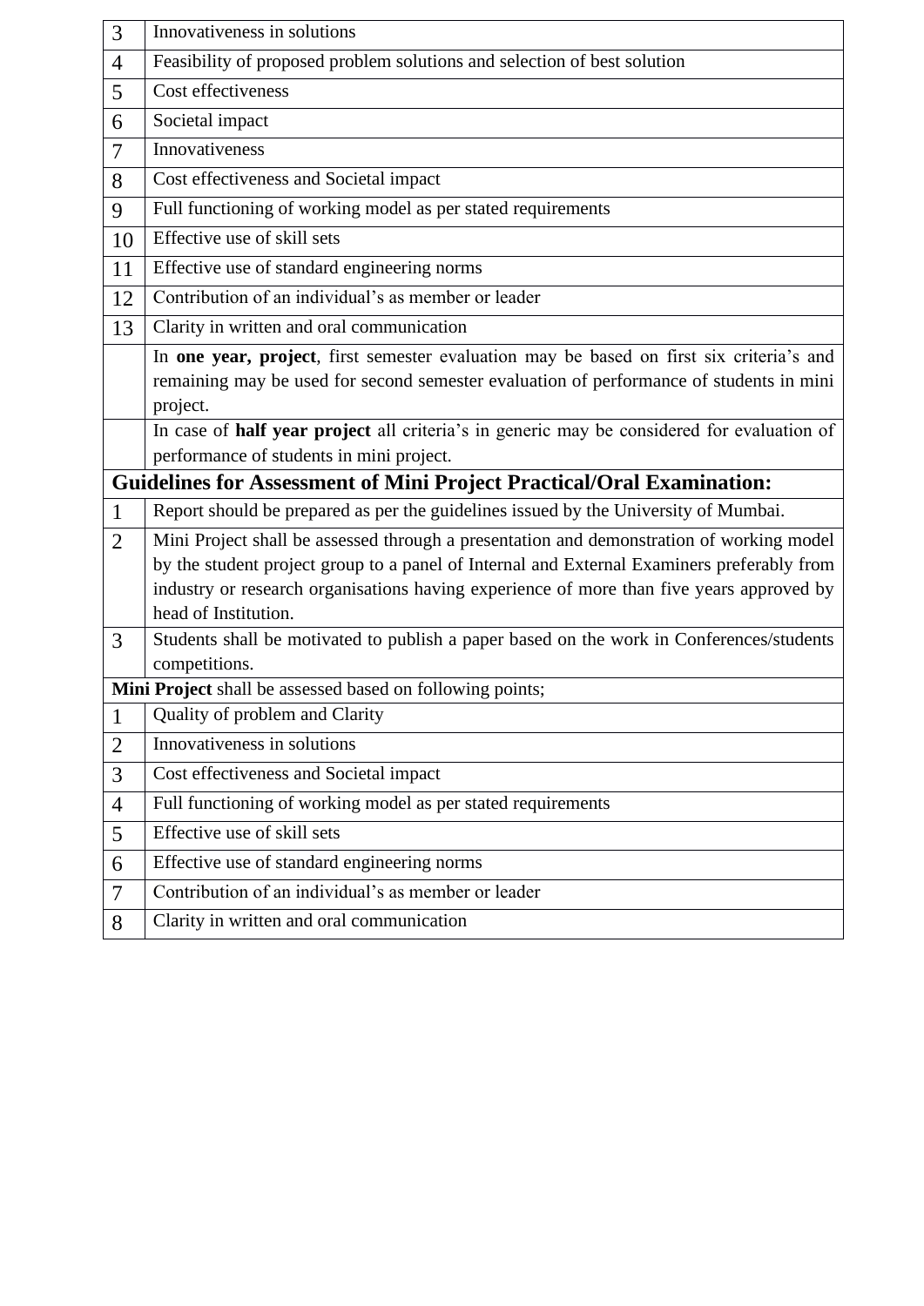| | |
|---|---|
| 3 | Innovativeness in solutions |
| 4 | Feasibility of proposed problem solutions and selection of best solution |
| 5 | Cost effectiveness |
| 6 | Societal impact |
| 7 | Innovativeness |
| 8 | Cost effectiveness and Societal impact |
| 9 | Full functioning of working model as per stated requirements |
| 10 | Effective use of skill sets |
| 11 | Effective use of standard engineering norms |
| 12 | Contribution of an individual's as member or leader |
| 13 | Clarity in written and oral communication |
| | In **one year, project**, first semester evaluation may be based on first six criteria's and remaining may be used for second semester evaluation of performance of students in mini project. |
| | In case of **half year project** all criteria's in generic may be considered for evaluation of performance of students in mini project. |

### Guidelines for Assessment of Mini Project Practical/Oral Examination:

| | |
|---|---|
| 1 | Report should be prepared as per the guidelines issued by the University of Mumbai. |
| 2 | Mini Project shall be assessed through a presentation and demonstration of working model by the student project group to a panel of Internal and External Examiners preferably from industry or research organisations having experience of more than five years approved by head of Institution. |
| 3 | Students shall be motivated to publish a paper based on the work in Conferences/students competitions. |

**Mini Project** shall be assessed based on following points;

| | |
|---|---|
| 1 | Quality of problem and Clarity |
| 2 | Innovativeness in solutions |
| 3 | Cost effectiveness and Societal impact |
| 4 | Full functioning of working model as per stated requirements |
| 5 | Effective use of skill sets |
| 6 | Effective use of standard engineering norms |
| 7 | Contribution of an individual's as member or leader |
| 8 | Clarity in written and oral communication |